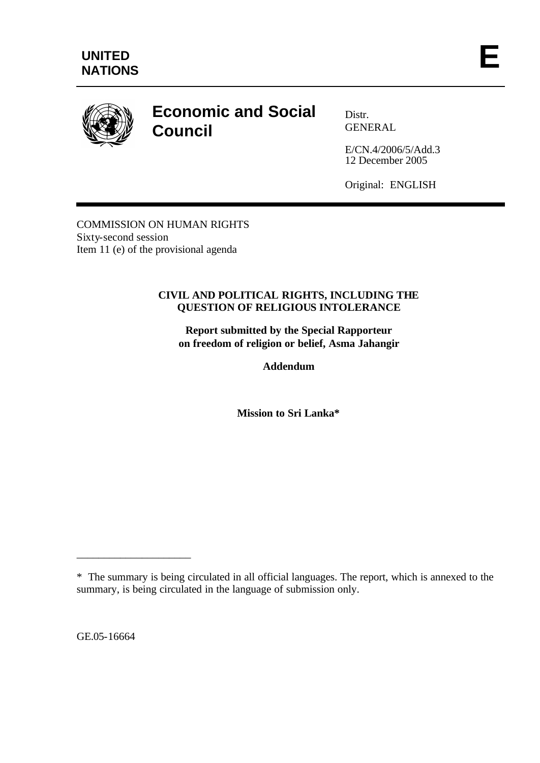**UNITED NATIONS**

**E**

# Economic and Social Council

Distr.
GENERAL

E/CN.4/2006/5/Add.3
12 December 2005

Original: ENGLISH

COMMISSION ON HUMAN RIGHTS
Sixty-second session
Item 11 (e) of the provisional agenda

**CIVIL AND POLITICAL RIGHTS, INCLUDING THE QUESTION OF RELIGIOUS INTOLERANCE**

**Report submitted by the Special Rapporteur on freedom of religion or belief, Asma Jahangir**

**Addendum**

**Mission to Sri Lanka***

---

* The summary is being circulated in all official languages. The report, which is annexed to the summary, is being circulated in the language of submission only.

GE.05-16664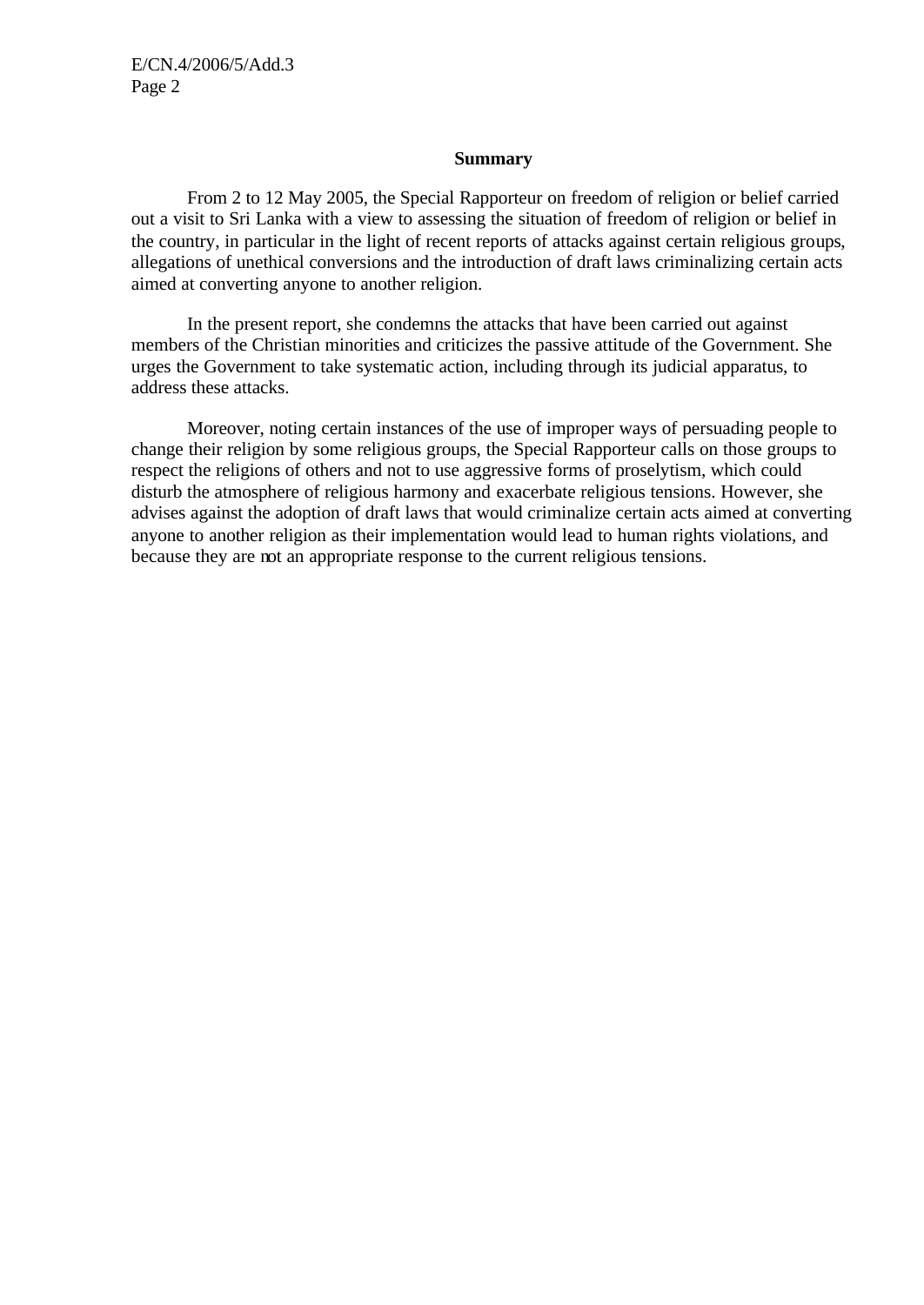## Summary

From 2 to 12 May 2005, the Special Rapporteur on freedom of religion or belief carried out a visit to Sri Lanka with a view to assessing the situation of freedom of religion or belief in the country, in particular in the light of recent reports of attacks against certain religious groups, allegations of unethical conversions and the introduction of draft laws criminalizing certain acts aimed at converting anyone to another religion.

In the present report, she condemns the attacks that have been carried out against members of the Christian minorities and criticizes the passive attitude of the Government. She urges the Government to take systematic action, including through its judicial apparatus, to address these attacks.

Moreover, noting certain instances of the use of improper ways of persuading people to change their religion by some religious groups, the Special Rapporteur calls on those groups to respect the religions of others and not to use aggressive forms of proselytism, which could disturb the atmosphere of religious harmony and exacerbate religious tensions. However, she advises against the adoption of draft laws that would criminalize certain acts aimed at converting anyone to another religion as their implementation would lead to human rights violations, and because they are not an appropriate response to the current religious tensions.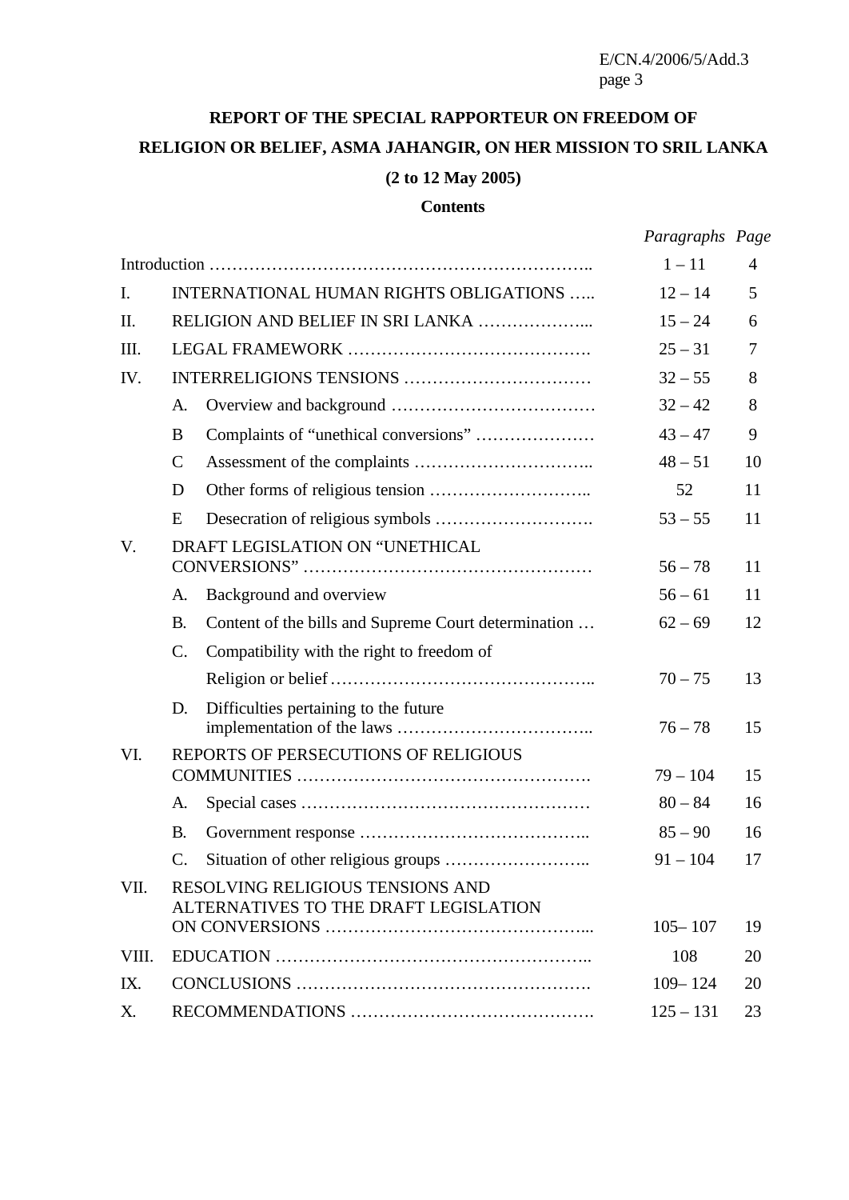**REPORT OF THE SPECIAL RAPPORTEUR ON FREEDOM OF RELIGION OR BELIEF, ASMA JAHANGIR, ON HER MISSION TO SRIL LANKA**

**(2 to 12 May 2005)**

**Contents**

| | | | *Paragraphs* | *Page* |
|---|---|---|---|---|
| Introduction | | | 1 – 11 | 4 |
| I. | INTERNATIONAL HUMAN RIGHTS OBLIGATIONS | | 12 – 14 | 5 |
| II. | RELIGION AND BELIEF IN SRI LANKA | | 15 – 24 | 6 |
| III. | LEGAL FRAMEWORK | | 25 – 31 | 7 |
| IV. | INTERRELIGIONS TENSIONS | | 32 – 55 | 8 |
| | A. | Overview and background | 32 – 42 | 8 |
| | B | Complaints of “unethical conversions” | 43 – 47 | 9 |
| | C | Assessment of the complaints | 48 – 51 | 10 |
| | D | Other forms of religious tension | 52 | 11 |
| | E | Desecration of religious symbols | 53 – 55 | 11 |
| V. | DRAFT LEGISLATION ON “UNETHICAL CONVERSIONS” | | 56 – 78 | 11 |
| | A. | Background and overview | 56 – 61 | 11 |
| | B. | Content of the bills and Supreme Court determination | 62 – 69 | 12 |
| | C. | Compatibility with the right to freedom of Religion or belief | 70 – 75 | 13 |
| | D. | Difficulties pertaining to the future implementation of the laws | 76 – 78 | 15 |
| VI. | REPORTS OF PERSECUTIONS OF RELIGIOUS COMMUNITIES | | 79 – 104 | 15 |
| | A. | Special cases | 80 – 84 | 16 |
| | B. | Government response | 85 – 90 | 16 |
| | C. | Situation of other religious groups | 91 – 104 | 17 |
| VII. | RESOLVING RELIGIOUS TENSIONS AND ALTERNATIVES TO THE DRAFT LEGISLATION ON CONVERSIONS | | 105– 107 | 19 |
| VIII. | EDUCATION | | 108 | 20 |
| IX. | CONCLUSIONS | | 109– 124 | 20 |
| X. | RECOMMENDATIONS | | 125 – 131 | 23 |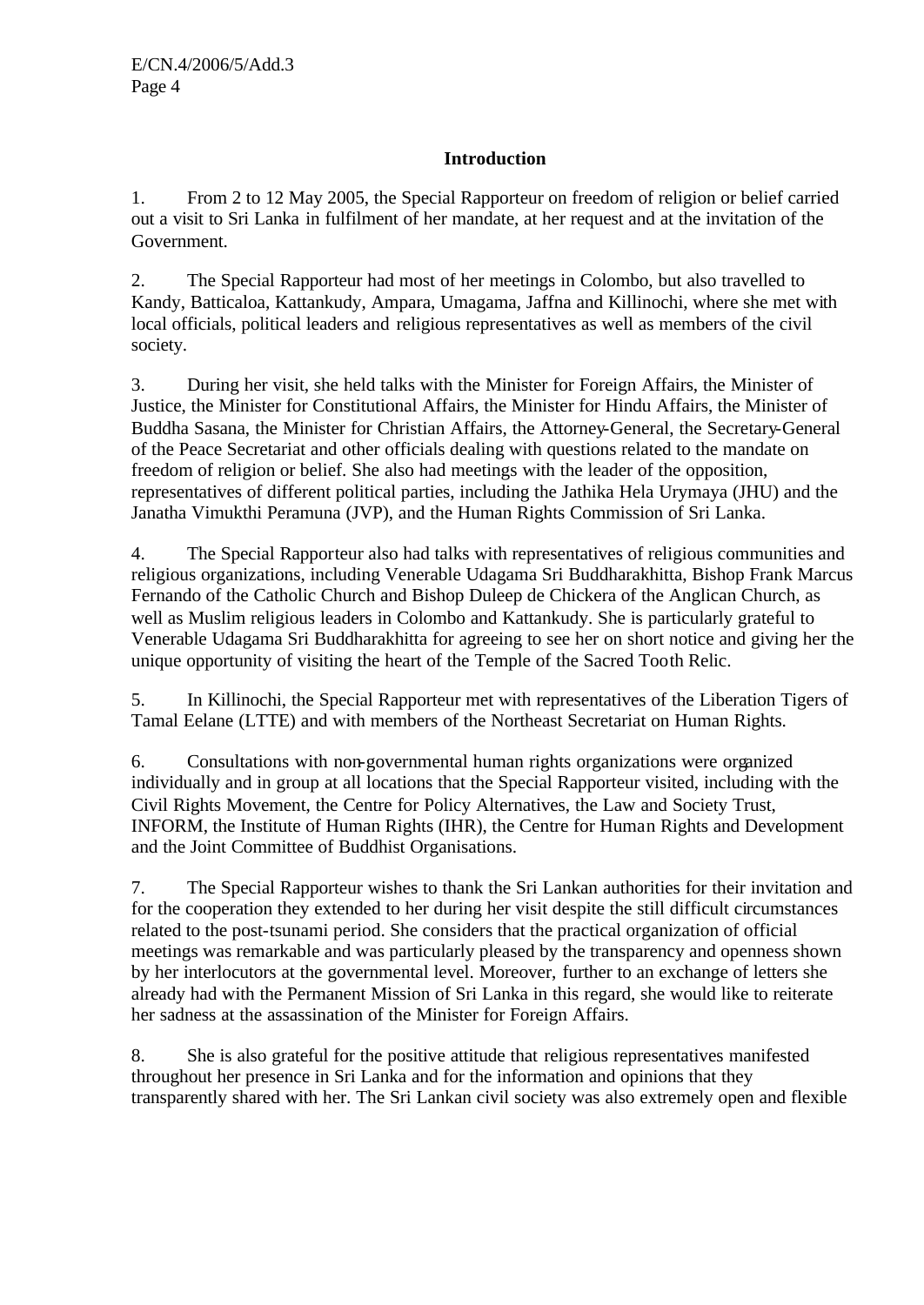## Introduction

1. From 2 to 12 May 2005, the Special Rapporteur on freedom of religion or belief carried out a visit to Sri Lanka in fulfilment of her mandate, at her request and at the invitation of the Government.

2. The Special Rapporteur had most of her meetings in Colombo, but also travelled to Kandy, Batticaloa, Kattankudy, Ampara, Umagama, Jaffna and Killinochi, where she met with local officials, political leaders and religious representatives as well as members of the civil society.

3. During her visit, she held talks with the Minister for Foreign Affairs, the Minister of Justice, the Minister for Constitutional Affairs, the Minister for Hindu Affairs, the Minister of Buddha Sasana, the Minister for Christian Affairs, the Attorney-General, the Secretary-General of the Peace Secretariat and other officials dealing with questions related to the mandate on freedom of religion or belief. She also had meetings with the leader of the opposition, representatives of different political parties, including the Jathika Hela Urymaya (JHU) and the Janatha Vimukthi Peramuna (JVP), and the Human Rights Commission of Sri Lanka.

4. The Special Rapporteur also had talks with representatives of religious communities and religious organizations, including Venerable Udagama Sri Buddharakhitta, Bishop Frank Marcus Fernando of the Catholic Church and Bishop Duleep de Chickera of the Anglican Church, as well as Muslim religious leaders in Colombo and Kattankudy. She is particularly grateful to Venerable Udagama Sri Buddharakhitta for agreeing to see her on short notice and giving her the unique opportunity of visiting the heart of the Temple of the Sacred Tooth Relic.

5. In Killinochi, the Special Rapporteur met with representatives of the Liberation Tigers of Tamal Eelane (LTTE) and with members of the Northeast Secretariat on Human Rights.

6. Consultations with non-governmental human rights organizations were organized individually and in group at all locations that the Special Rapporteur visited, including with the Civil Rights Movement, the Centre for Policy Alternatives, the Law and Society Trust, INFORM, the Institute of Human Rights (IHR), the Centre for Human Rights and Development and the Joint Committee of Buddhist Organisations.

7. The Special Rapporteur wishes to thank the Sri Lankan authorities for their invitation and for the cooperation they extended to her during her visit despite the still difficult circumstances related to the post-tsunami period. She considers that the practical organization of official meetings was remarkable and was particularly pleased by the transparency and openness shown by her interlocutors at the governmental level. Moreover, further to an exchange of letters she already had with the Permanent Mission of Sri Lanka in this regard, she would like to reiterate her sadness at the assassination of the Minister for Foreign Affairs.

8. She is also grateful for the positive attitude that religious representatives manifested throughout her presence in Sri Lanka and for the information and opinions that they transparently shared with her. The Sri Lankan civil society was also extremely open and flexible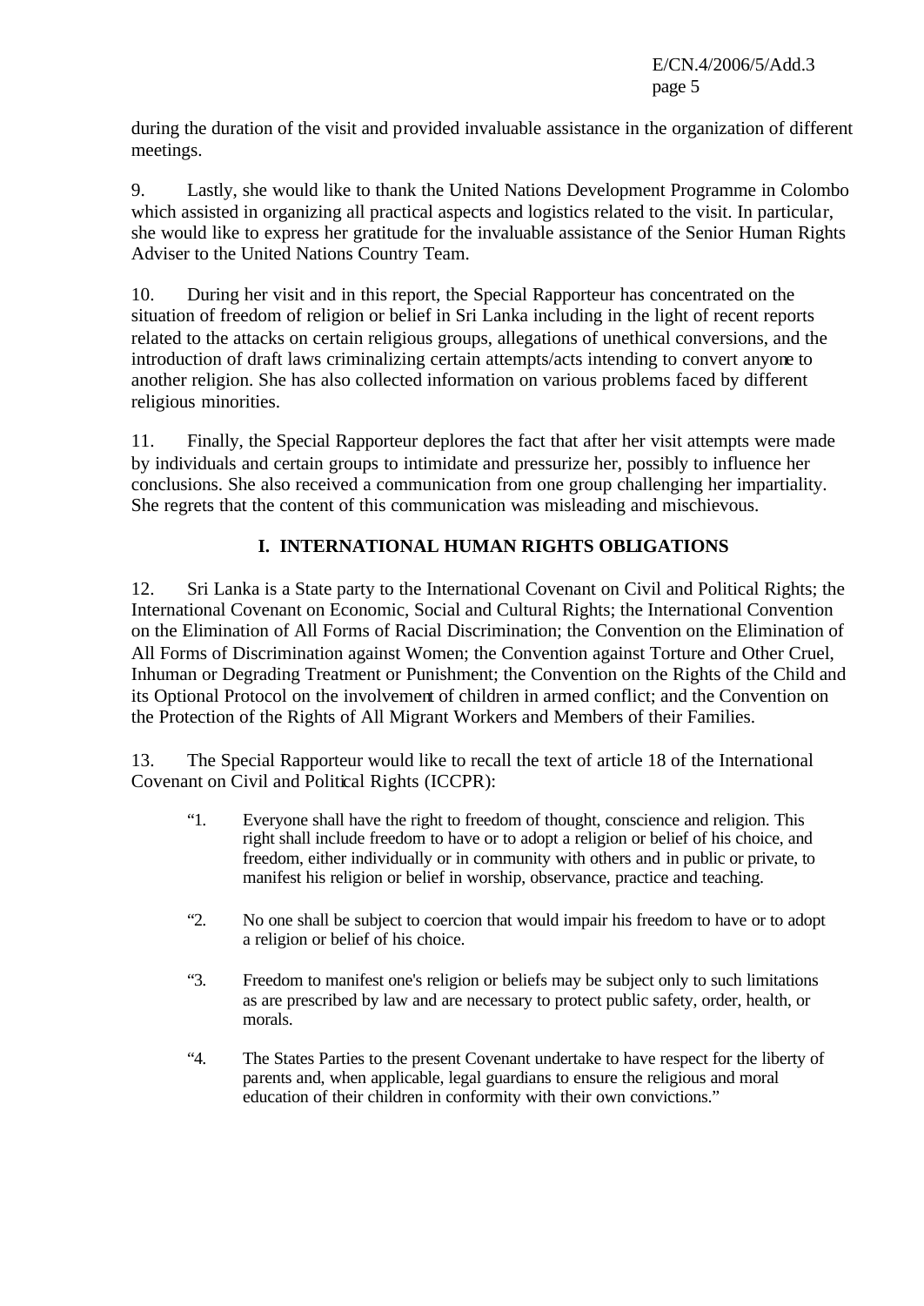during the duration of the visit and provided invaluable assistance in the organization of different meetings.

9. Lastly, she would like to thank the United Nations Development Programme in Colombo which assisted in organizing all practical aspects and logistics related to the visit. In particular, she would like to express her gratitude for the invaluable assistance of the Senior Human Rights Adviser to the United Nations Country Team.

10. During her visit and in this report, the Special Rapporteur has concentrated on the situation of freedom of religion or belief in Sri Lanka including in the light of recent reports related to the attacks on certain religious groups, allegations of unethical conversions, and the introduction of draft laws criminalizing certain attempts/acts intending to convert anyone to another religion. She has also collected information on various problems faced by different religious minorities.

11. Finally, the Special Rapporteur deplores the fact that after her visit attempts were made by individuals and certain groups to intimidate and pressurize her, possibly to influence her conclusions. She also received a communication from one group challenging her impartiality. She regrets that the content of this communication was misleading and mischievous.

## I. INTERNATIONAL HUMAN RIGHTS OBLIGATIONS

12. Sri Lanka is a State party to the International Covenant on Civil and Political Rights; the International Covenant on Economic, Social and Cultural Rights; the International Convention on the Elimination of All Forms of Racial Discrimination; the Convention on the Elimination of All Forms of Discrimination against Women; the Convention against Torture and Other Cruel, Inhuman or Degrading Treatment or Punishment; the Convention on the Rights of the Child and its Optional Protocol on the involvement of children in armed conflict; and the Convention on the Protection of the Rights of All Migrant Workers and Members of their Families.

13. The Special Rapporteur would like to recall the text of article 18 of the International Covenant on Civil and Political Rights (ICCPR):

> "1. Everyone shall have the right to freedom of thought, conscience and religion. This right shall include freedom to have or to adopt a religion or belief of his choice, and freedom, either individually or in community with others and in public or private, to manifest his religion or belief in worship, observance, practice and teaching.
>
> "2. No one shall be subject to coercion that would impair his freedom to have or to adopt a religion or belief of his choice.
>
> "3. Freedom to manifest one's religion or beliefs may be subject only to such limitations as are prescribed by law and are necessary to protect public safety, order, health, or morals.
>
> "4. The States Parties to the present Covenant undertake to have respect for the liberty of parents and, when applicable, legal guardians to ensure the religious and moral education of their children in conformity with their own convictions."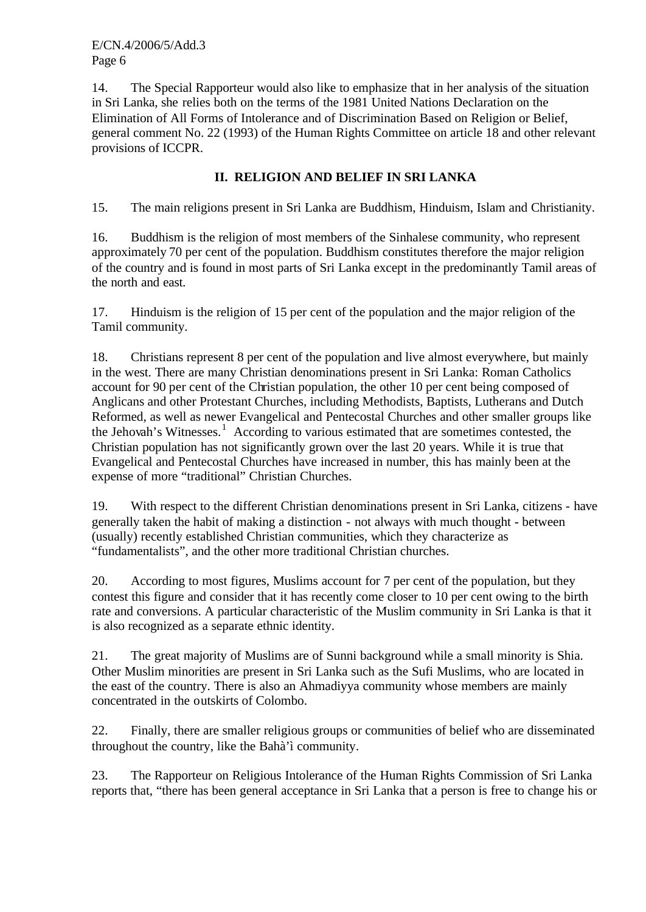14. The Special Rapporteur would also like to emphasize that in her analysis of the situation in Sri Lanka, she relies both on the terms of the 1981 United Nations Declaration on the Elimination of All Forms of Intolerance and of Discrimination Based on Religion or Belief, general comment No. 22 (1993) of the Human Rights Committee on article 18 and other relevant provisions of ICCPR.

## II. RELIGION AND BELIEF IN SRI LANKA

15. The main religions present in Sri Lanka are Buddhism, Hinduism, Islam and Christianity.

16. Buddhism is the religion of most members of the Sinhalese community, who represent approximately 70 per cent of the population. Buddhism constitutes therefore the major religion of the country and is found in most parts of Sri Lanka except in the predominantly Tamil areas of the north and east.

17. Hinduism is the religion of 15 per cent of the population and the major religion of the Tamil community.

18. Christians represent 8 per cent of the population and live almost everywhere, but mainly in the west. There are many Christian denominations present in Sri Lanka: Roman Catholics account for 90 per cent of the Christian population, the other 10 per cent being composed of Anglicans and other Protestant Churches, including Methodists, Baptists, Lutherans and Dutch Reformed, as well as newer Evangelical and Pentecostal Churches and other smaller groups like the Jehovah's Witnesses.[1] According to various estimated that are sometimes contested, the Christian population has not significantly grown over the last 20 years. While it is true that Evangelical and Pentecostal Churches have increased in number, this has mainly been at the expense of more "traditional" Christian Churches.

19. With respect to the different Christian denominations present in Sri Lanka, citizens - have generally taken the habit of making a distinction - not always with much thought - between (usually) recently established Christian communities, which they characterize as "fundamentalists", and the other more traditional Christian churches.

20. According to most figures, Muslims account for 7 per cent of the population, but they contest this figure and consider that it has recently come closer to 10 per cent owing to the birth rate and conversions. A particular characteristic of the Muslim community in Sri Lanka is that it is also recognized as a separate ethnic identity.

21. The great majority of Muslims are of Sunni background while a small minority is Shia. Other Muslim minorities are present in Sri Lanka such as the Sufi Muslims, who are located in the east of the country. There is also an Ahmadiyya community whose members are mainly concentrated in the outskirts of Colombo.

22. Finally, there are smaller religious groups or communities of belief who are disseminated throughout the country, like the Bahà'ì community.

23. The Rapporteur on Religious Intolerance of the Human Rights Commission of Sri Lanka reports that, "there has been general acceptance in Sri Lanka that a person is free to change his or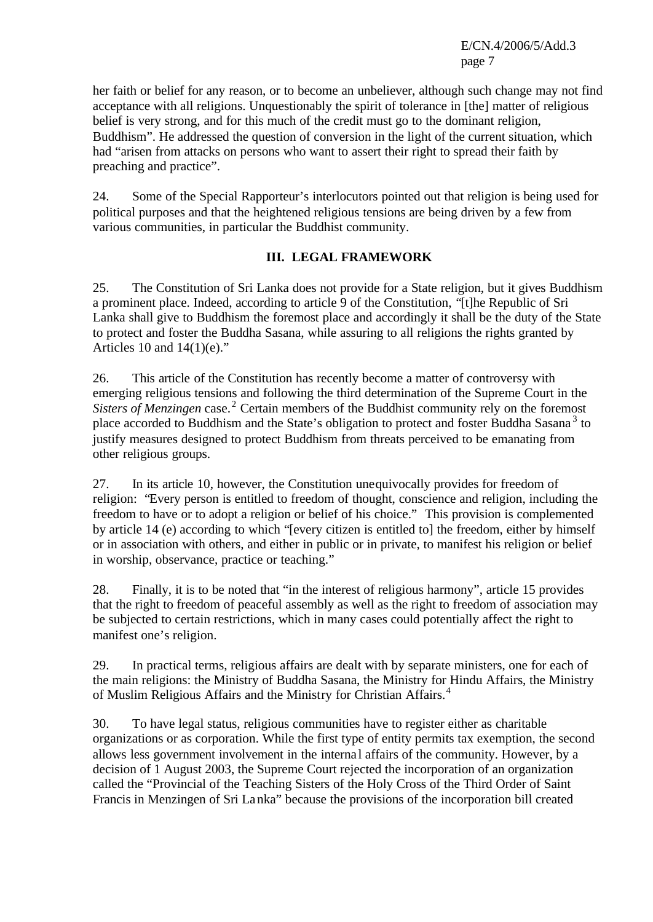her faith or belief for any reason, or to become an unbeliever, although such change may not find acceptance with all religions. Unquestionably the spirit of tolerance in [the] matter of religious belief is very strong, and for this much of the credit must go to the dominant religion, Buddhism". He addressed the question of conversion in the light of the current situation, which had "arisen from attacks on persons who want to assert their right to spread their faith by preaching and practice".

24. Some of the Special Rapporteur's interlocutors pointed out that religion is being used for political purposes and that the heightened religious tensions are being driven by a few from various communities, in particular the Buddhist community.

## III. LEGAL FRAMEWORK

25. The Constitution of Sri Lanka does not provide for a State religion, but it gives Buddhism a prominent place. Indeed, according to article 9 of the Constitution, "[t]he Republic of Sri Lanka shall give to Buddhism the foremost place and accordingly it shall be the duty of the State to protect and foster the Buddha Sasana, while assuring to all religions the rights granted by Articles 10 and 14(1)(e)."

26. This article of the Constitution has recently become a matter of controversy with emerging religious tensions and following the third determination of the Supreme Court in the *Sisters of Menzingen* case.[2] Certain members of the Buddhist community rely on the foremost place accorded to Buddhism and the State's obligation to protect and foster Buddha Sasana[3] to justify measures designed to protect Buddhism from threats perceived to be emanating from other religious groups.

27. In its article 10, however, the Constitution unequivocally provides for freedom of religion: "Every person is entitled to freedom of thought, conscience and religion, including the freedom to have or to adopt a religion or belief of his choice." This provision is complemented by article 14 (e) according to which "[every citizen is entitled to] the freedom, either by himself or in association with others, and either in public or in private, to manifest his religion or belief in worship, observance, practice or teaching."

28. Finally, it is to be noted that "in the interest of religious harmony", article 15 provides that the right to freedom of peaceful assembly as well as the right to freedom of association may be subjected to certain restrictions, which in many cases could potentially affect the right to manifest one's religion.

29. In practical terms, religious affairs are dealt with by separate ministers, one for each of the main religions: the Ministry of Buddha Sasana, the Ministry for Hindu Affairs, the Ministry of Muslim Religious Affairs and the Ministry for Christian Affairs.[4]

30. To have legal status, religious communities have to register either as charitable organizations or as corporation. While the first type of entity permits tax exemption, the second allows less government involvement in the internal affairs of the community. However, by a decision of 1 August 2003, the Supreme Court rejected the incorporation of an organization called the "Provincial of the Teaching Sisters of the Holy Cross of the Third Order of Saint Francis in Menzingen of Sri Lanka" because the provisions of the incorporation bill created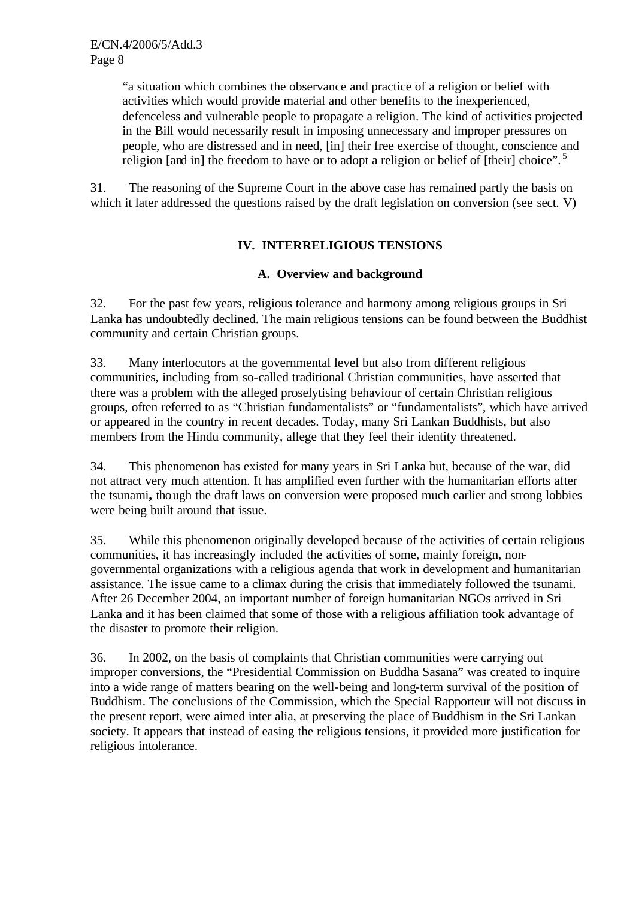> "a situation which combines the observance and practice of a religion or belief with activities which would provide material and other benefits to the inexperienced, defenceless and vulnerable people to propagate a religion. The kind of activities projected in the Bill would necessarily result in imposing unnecessary and improper pressures on people, who are distressed and in need, [in] their free exercise of thought, conscience and religion [and in] the freedom to have or to adopt a religion or belief of [their] choice".[5]

31. The reasoning of the Supreme Court in the above case has remained partly the basis on which it later addressed the questions raised by the draft legislation on conversion (see sect. V)

## IV. INTERRELIGIOUS TENSIONS

### A. Overview and background

32. For the past few years, religious tolerance and harmony among religious groups in Sri Lanka has undoubtedly declined. The main religious tensions can be found between the Buddhist community and certain Christian groups.

33. Many interlocutors at the governmental level but also from different religious communities, including from so-called traditional Christian communities, have asserted that there was a problem with the alleged proselytising behaviour of certain Christian religious groups, often referred to as "Christian fundamentalists" or "fundamentalists", which have arrived or appeared in the country in recent decades. Today, many Sri Lankan Buddhists, but also members from the Hindu community, allege that they feel their identity threatened.

34. This phenomenon has existed for many years in Sri Lanka but, because of the war, did not attract very much attention. It has amplified even further with the humanitarian efforts after the tsunami**,** though the draft laws on conversion were proposed much earlier and strong lobbies were being built around that issue.

35. While this phenomenon originally developed because of the activities of certain religious communities, it has increasingly included the activities of some, mainly foreign, non-governmental organizations with a religious agenda that work in development and humanitarian assistance. The issue came to a climax during the crisis that immediately followed the tsunami. After 26 December 2004, an important number of foreign humanitarian NGOs arrived in Sri Lanka and it has been claimed that some of those with a religious affiliation took advantage of the disaster to promote their religion.

36. In 2002, on the basis of complaints that Christian communities were carrying out improper conversions, the "Presidential Commission on Buddha Sasana" was created to inquire into a wide range of matters bearing on the well-being and long-term survival of the position of Buddhism. The conclusions of the Commission, which the Special Rapporteur will not discuss in the present report, were aimed inter alia, at preserving the place of Buddhism in the Sri Lankan society. It appears that instead of easing the religious tensions, it provided more justification for religious intolerance.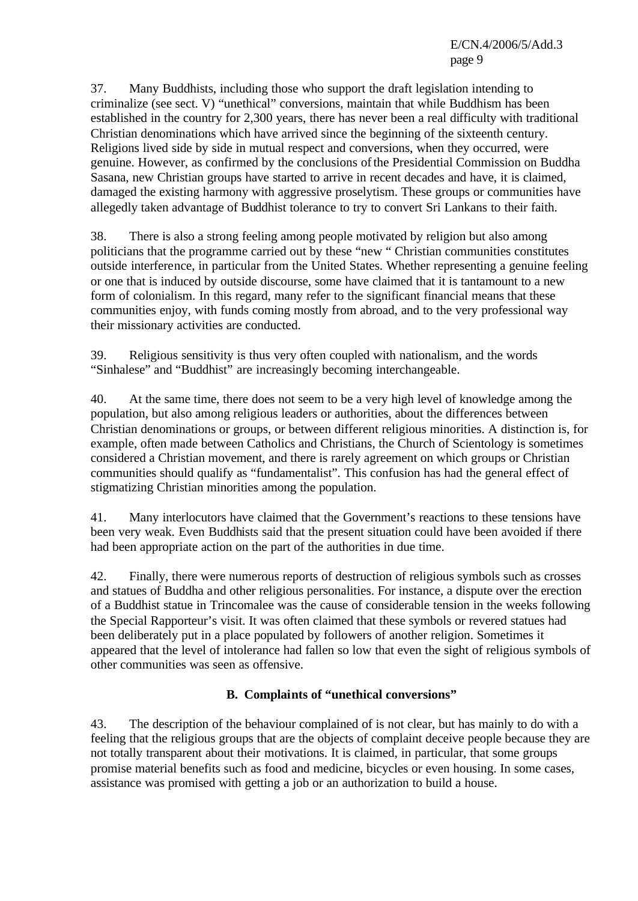37. Many Buddhists, including those who support the draft legislation intending to criminalize (see sect. V) "unethical" conversions, maintain that while Buddhism has been established in the country for 2,300 years, there has never been a real difficulty with traditional Christian denominations which have arrived since the beginning of the sixteenth century. Religions lived side by side in mutual respect and conversions, when they occurred, were genuine. However, as confirmed by the conclusions of the Presidential Commission on Buddha Sasana, new Christian groups have started to arrive in recent decades and have, it is claimed, damaged the existing harmony with aggressive proselytism. These groups or communities have allegedly taken advantage of Buddhist tolerance to try to convert Sri Lankans to their faith.

38. There is also a strong feeling among people motivated by religion but also among politicians that the programme carried out by these "new " Christian communities constitutes outside interference, in particular from the United States. Whether representing a genuine feeling or one that is induced by outside discourse, some have claimed that it is tantamount to a new form of colonialism. In this regard, many refer to the significant financial means that these communities enjoy, with funds coming mostly from abroad, and to the very professional way their missionary activities are conducted.

39. Religious sensitivity is thus very often coupled with nationalism, and the words "Sinhalese" and "Buddhist" are increasingly becoming interchangeable.

40. At the same time, there does not seem to be a very high level of knowledge among the population, but also among religious leaders or authorities, about the differences between Christian denominations or groups, or between different religious minorities. A distinction is, for example, often made between Catholics and Christians, the Church of Scientology is sometimes considered a Christian movement, and there is rarely agreement on which groups or Christian communities should qualify as "fundamentalist". This confusion has had the general effect of stigmatizing Christian minorities among the population.

41. Many interlocutors have claimed that the Government's reactions to these tensions have been very weak. Even Buddhists said that the present situation could have been avoided if there had been appropriate action on the part of the authorities in due time.

42. Finally, there were numerous reports of destruction of religious symbols such as crosses and statues of Buddha and other religious personalities. For instance, a dispute over the erection of a Buddhist statue in Trincomalee was the cause of considerable tension in the weeks following the Special Rapporteur's visit. It was often claimed that these symbols or revered statues had been deliberately put in a place populated by followers of another religion. Sometimes it appeared that the level of intolerance had fallen so low that even the sight of religious symbols of other communities was seen as offensive.

### B. Complaints of "unethical conversions"

43. The description of the behaviour complained of is not clear, but has mainly to do with a feeling that the religious groups that are the objects of complaint deceive people because they are not totally transparent about their motivations. It is claimed, in particular, that some groups promise material benefits such as food and medicine, bicycles or even housing. In some cases, assistance was promised with getting a job or an authorization to build a house.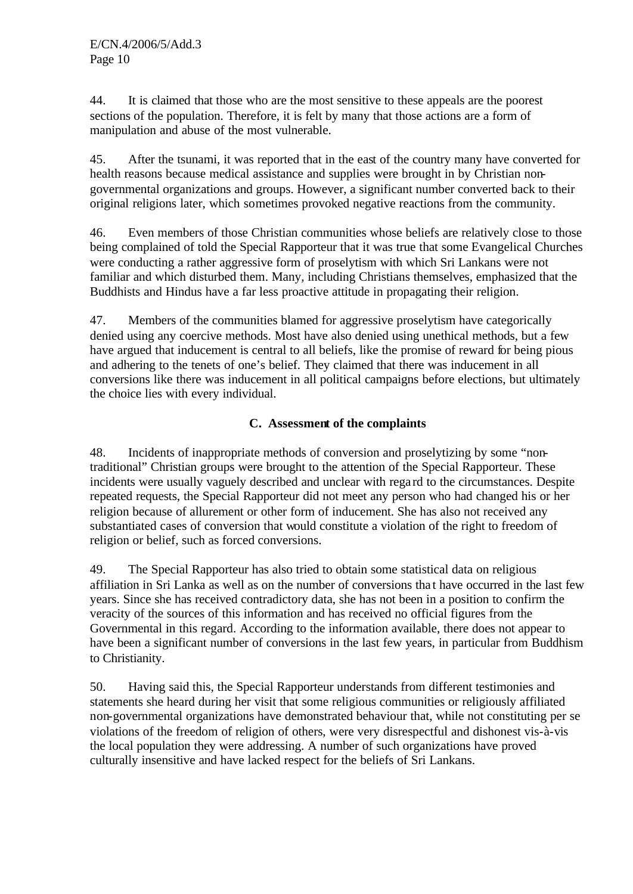44. It is claimed that those who are the most sensitive to these appeals are the poorest sections of the population. Therefore, it is felt by many that those actions are a form of manipulation and abuse of the most vulnerable.

45. After the tsunami, it was reported that in the east of the country many have converted for health reasons because medical assistance and supplies were brought in by Christian non-governmental organizations and groups. However, a significant number converted back to their original religions later, which sometimes provoked negative reactions from the community.

46. Even members of those Christian communities whose beliefs are relatively close to those being complained of told the Special Rapporteur that it was true that some Evangelical Churches were conducting a rather aggressive form of proselytism with which Sri Lankans were not familiar and which disturbed them. Many, including Christians themselves, emphasized that the Buddhists and Hindus have a far less proactive attitude in propagating their religion.

47. Members of the communities blamed for aggressive proselytism have categorically denied using any coercive methods. Most have also denied using unethical methods, but a few have argued that inducement is central to all beliefs, like the promise of reward for being pious and adhering to the tenets of one's belief. They claimed that there was inducement in all conversions like there was inducement in all political campaigns before elections, but ultimately the choice lies with every individual.

### C. Assessment of the complaints

48. Incidents of inappropriate methods of conversion and proselytizing by some "non-traditional" Christian groups were brought to the attention of the Special Rapporteur. These incidents were usually vaguely described and unclear with regard to the circumstances. Despite repeated requests, the Special Rapporteur did not meet any person who had changed his or her religion because of allurement or other form of inducement. She has also not received any substantiated cases of conversion that would constitute a violation of the right to freedom of religion or belief, such as forced conversions.

49. The Special Rapporteur has also tried to obtain some statistical data on religious affiliation in Sri Lanka as well as on the number of conversions that have occurred in the last few years. Since she has received contradictory data, she has not been in a position to confirm the veracity of the sources of this information and has received no official figures from the Governmental in this regard. According to the information available, there does not appear to have been a significant number of conversions in the last few years, in particular from Buddhism to Christianity.

50. Having said this, the Special Rapporteur understands from different testimonies and statements she heard during her visit that some religious communities or religiously affiliated non-governmental organizations have demonstrated behaviour that, while not constituting per se violations of the freedom of religion of others, were very disrespectful and dishonest vis-à-vis the local population they were addressing. A number of such organizations have proved culturally insensitive and have lacked respect for the beliefs of Sri Lankans.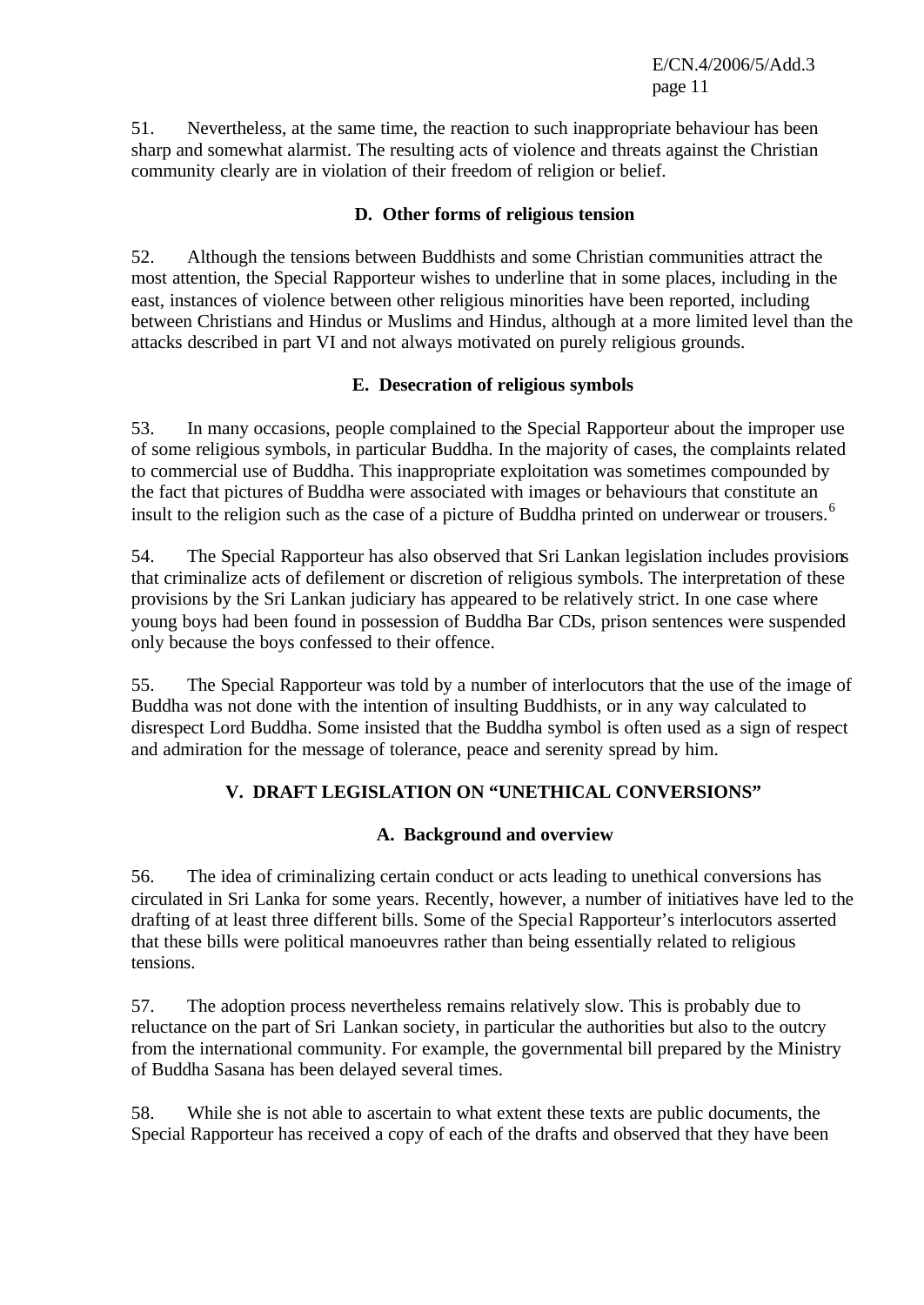51. Nevertheless, at the same time, the reaction to such inappropriate behaviour has been sharp and somewhat alarmist. The resulting acts of violence and threats against the Christian community clearly are in violation of their freedom of religion or belief.

### D. Other forms of religious tension

52. Although the tensions between Buddhists and some Christian communities attract the most attention, the Special Rapporteur wishes to underline that in some places, including in the east, instances of violence between other religious minorities have been reported, including between Christians and Hindus or Muslims and Hindus, although at a more limited level than the attacks described in part VI and not always motivated on purely religious grounds.

### E. Desecration of religious symbols

53. In many occasions, people complained to the Special Rapporteur about the improper use of some religious symbols, in particular Buddha. In the majority of cases, the complaints related to commercial use of Buddha. This inappropriate exploitation was sometimes compounded by the fact that pictures of Buddha were associated with images or behaviours that constitute an insult to the religion such as the case of a picture of Buddha printed on underwear or trousers.[6]

54. The Special Rapporteur has also observed that Sri Lankan legislation includes provisions that criminalize acts of defilement or discretion of religious symbols. The interpretation of these provisions by the Sri Lankan judiciary has appeared to be relatively strict. In one case where young boys had been found in possession of Buddha Bar CDs, prison sentences were suspended only because the boys confessed to their offence.

55. The Special Rapporteur was told by a number of interlocutors that the use of the image of Buddha was not done with the intention of insulting Buddhists, or in any way calculated to disrespect Lord Buddha. Some insisted that the Buddha symbol is often used as a sign of respect and admiration for the message of tolerance, peace and serenity spread by him.

## V. DRAFT LEGISLATION ON "UNETHICAL CONVERSIONS"

### A. Background and overview

56. The idea of criminalizing certain conduct or acts leading to unethical conversions has circulated in Sri Lanka for some years. Recently, however, a number of initiatives have led to the drafting of at least three different bills. Some of the Special Rapporteur's interlocutors asserted that these bills were political manoeuvres rather than being essentially related to religious tensions.

57. The adoption process nevertheless remains relatively slow. This is probably due to reluctance on the part of Sri Lankan society, in particular the authorities but also to the outcry from the international community. For example, the governmental bill prepared by the Ministry of Buddha Sasana has been delayed several times.

58. While she is not able to ascertain to what extent these texts are public documents, the Special Rapporteur has received a copy of each of the drafts and observed that they have been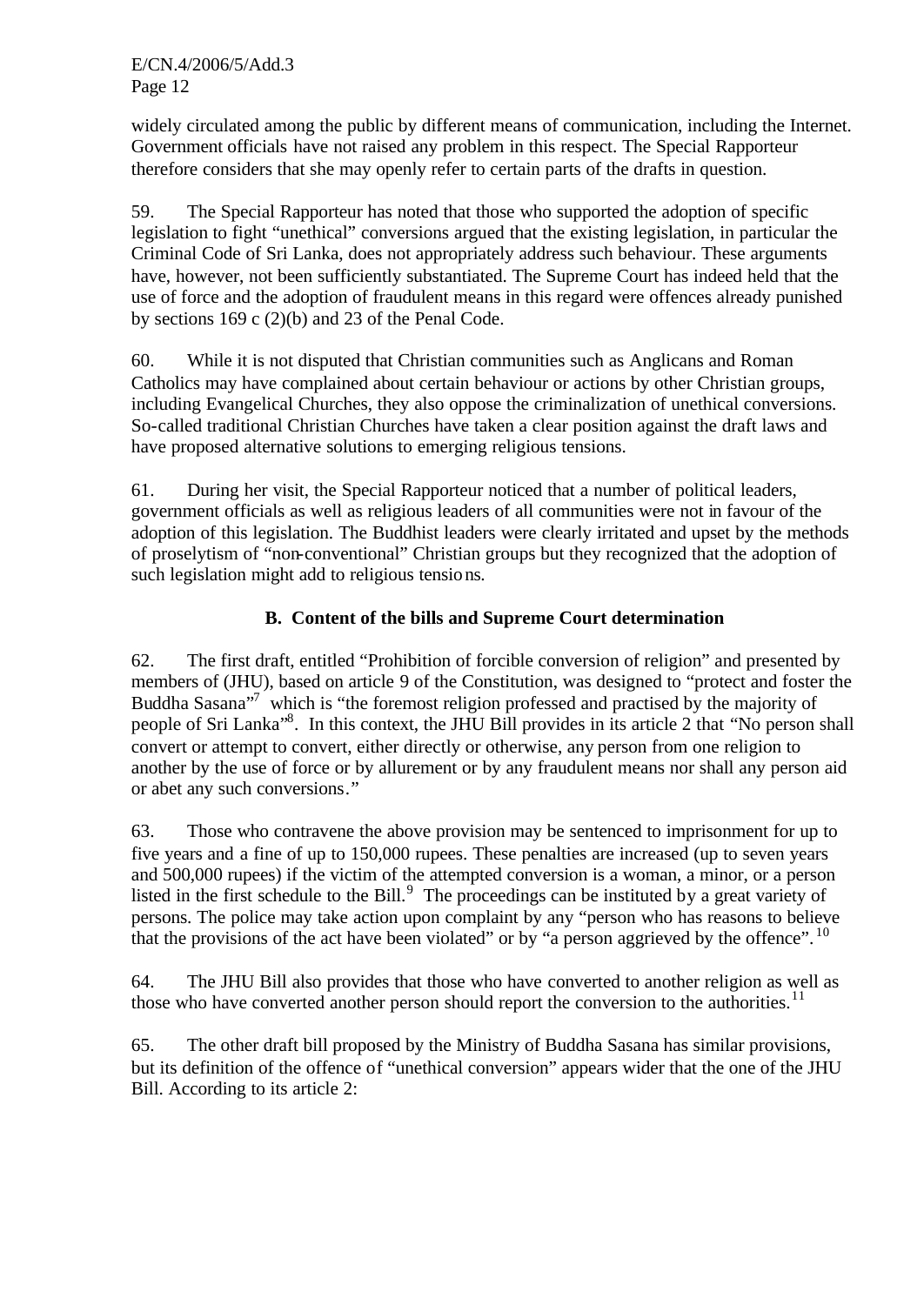widely circulated among the public by different means of communication, including the Internet. Government officials have not raised any problem in this respect. The Special Rapporteur therefore considers that she may openly refer to certain parts of the drafts in question.

59. The Special Rapporteur has noted that those who supported the adoption of specific legislation to fight "unethical" conversions argued that the existing legislation, in particular the Criminal Code of Sri Lanka, does not appropriately address such behaviour. These arguments have, however, not been sufficiently substantiated. The Supreme Court has indeed held that the use of force and the adoption of fraudulent means in this regard were offences already punished by sections 169 c (2)(b) and 23 of the Penal Code.

60. While it is not disputed that Christian communities such as Anglicans and Roman Catholics may have complained about certain behaviour or actions by other Christian groups, including Evangelical Churches, they also oppose the criminalization of unethical conversions. So-called traditional Christian Churches have taken a clear position against the draft laws and have proposed alternative solutions to emerging religious tensions.

61. During her visit, the Special Rapporteur noticed that a number of political leaders, government officials as well as religious leaders of all communities were not in favour of the adoption of this legislation. The Buddhist leaders were clearly irritated and upset by the methods of proselytism of "non-conventional" Christian groups but they recognized that the adoption of such legislation might add to religious tensions.

### B. Content of the bills and Supreme Court determination

62. The first draft, entitled "Prohibition of forcible conversion of religion" and presented by members of (JHU), based on article 9 of the Constitution, was designed to "protect and foster the Buddha Sasana"[7] which is "the foremost religion professed and practised by the majority of people of Sri Lanka"[8]. In this context, the JHU Bill provides in its article 2 that "No person shall convert or attempt to convert, either directly or otherwise, any person from one religion to another by the use of force or by allurement or by any fraudulent means nor shall any person aid or abet any such conversions."

63. Those who contravene the above provision may be sentenced to imprisonment for up to five years and a fine of up to 150,000 rupees. These penalties are increased (up to seven years and 500,000 rupees) if the victim of the attempted conversion is a woman, a minor, or a person listed in the first schedule to the Bill.[9] The proceedings can be instituted by a great variety of persons. The police may take action upon complaint by any "person who has reasons to believe that the provisions of the act have been violated" or by "a person aggrieved by the offence".[10]

64. The JHU Bill also provides that those who have converted to another religion as well as those who have converted another person should report the conversion to the authorities.[11]

65. The other draft bill proposed by the Ministry of Buddha Sasana has similar provisions, but its definition of the offence of "unethical conversion" appears wider that the one of the JHU Bill. According to its article 2: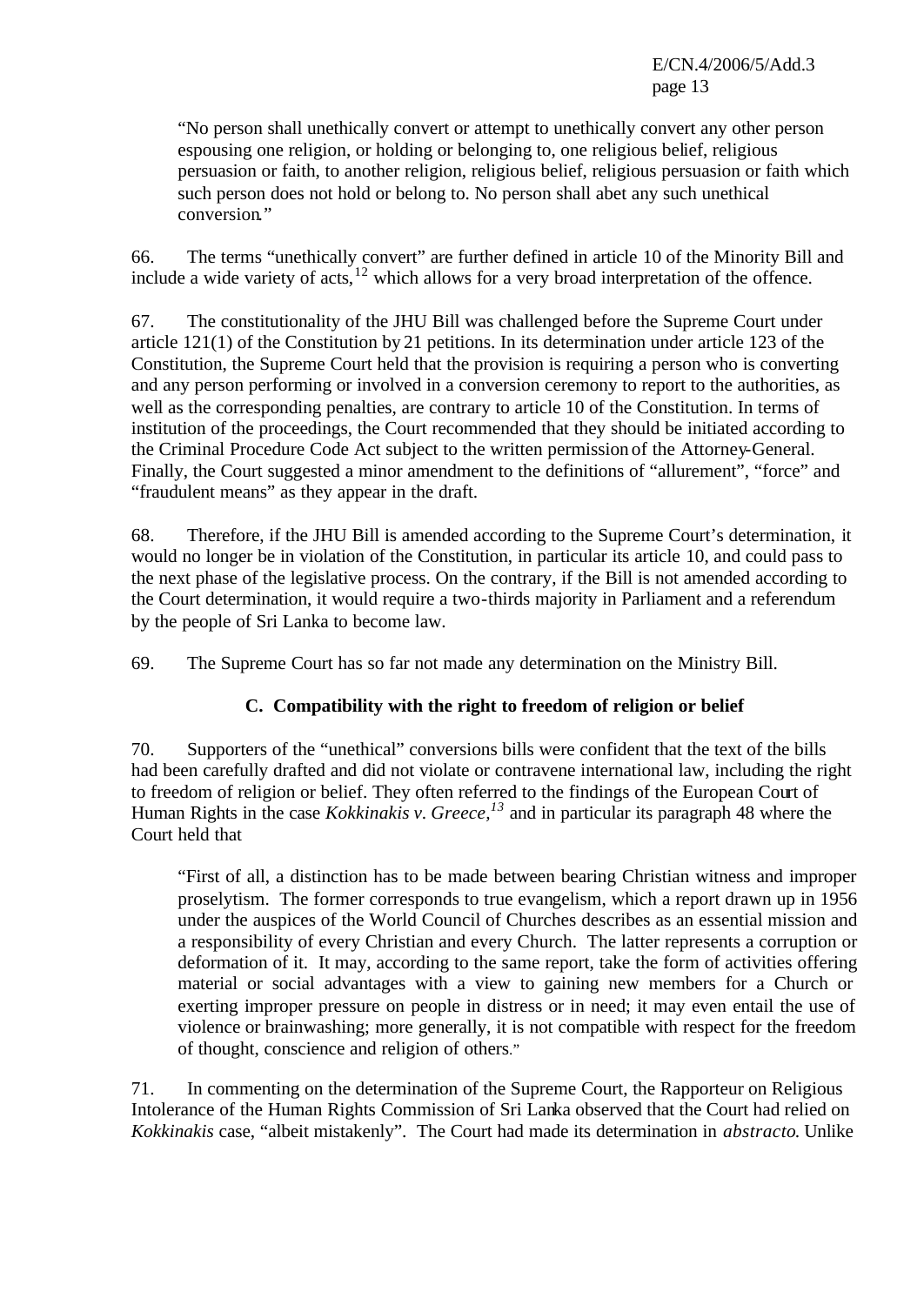> "No person shall unethically convert or attempt to unethically convert any other person espousing one religion, or holding or belonging to, one religious belief, religious persuasion or faith, to another religion, religious belief, religious persuasion or faith which such person does not hold or belong to. No person shall abet any such unethical conversion."

66. The terms "unethically convert" are further defined in article 10 of the Minority Bill and include a wide variety of acts,[12] which allows for a very broad interpretation of the offence.

67. The constitutionality of the JHU Bill was challenged before the Supreme Court under article 121(1) of the Constitution by 21 petitions. In its determination under article 123 of the Constitution, the Supreme Court held that the provision is requiring a person who is converting and any person performing or involved in a conversion ceremony to report to the authorities, as well as the corresponding penalties, are contrary to article 10 of the Constitution. In terms of institution of the proceedings, the Court recommended that they should be initiated according to the Criminal Procedure Code Act subject to the written permission of the Attorney-General. Finally, the Court suggested a minor amendment to the definitions of "allurement", "force" and "fraudulent means" as they appear in the draft.

68. Therefore, if the JHU Bill is amended according to the Supreme Court's determination, it would no longer be in violation of the Constitution, in particular its article 10, and could pass to the next phase of the legislative process. On the contrary, if the Bill is not amended according to the Court determination, it would require a two-thirds majority in Parliament and a referendum by the people of Sri Lanka to become law.

69. The Supreme Court has so far not made any determination on the Ministry Bill.

### C. Compatibility with the right to freedom of religion or belief

70. Supporters of the "unethical" conversions bills were confident that the text of the bills had been carefully drafted and did not violate or contravene international law, including the right to freedom of religion or belief. They often referred to the findings of the European Court of Human Rights in the case *Kokkinakis v. Greece*,[13] and in particular its paragraph 48 where the Court held that

> "First of all, a distinction has to be made between bearing Christian witness and improper proselytism. The former corresponds to true evangelism, which a report drawn up in 1956 under the auspices of the World Council of Churches describes as an essential mission and a responsibility of every Christian and every Church. The latter represents a corruption or deformation of it. It may, according to the same report, take the form of activities offering material or social advantages with a view to gaining new members for a Church or exerting improper pressure on people in distress or in need; it may even entail the use of violence or brainwashing; more generally, it is not compatible with respect for the freedom of thought, conscience and religion of others."

71. In commenting on the determination of the Supreme Court, the Rapporteur on Religious Intolerance of the Human Rights Commission of Sri Lanka observed that the Court had relied on *Kokkinakis* case, "albeit mistakenly". The Court had made its determination in *abstracto*. Unlike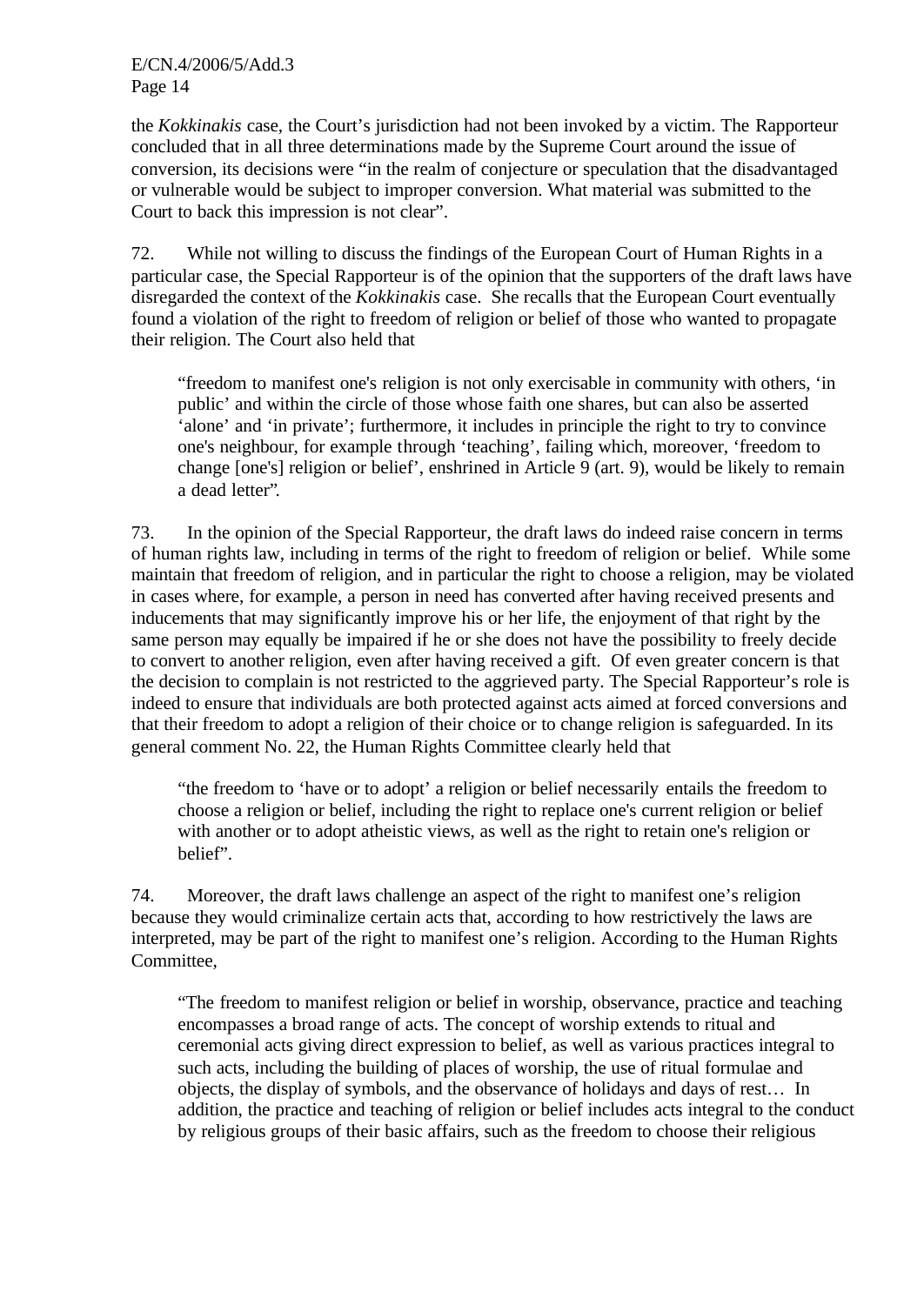the *Kokkinakis* case, the Court's jurisdiction had not been invoked by a victim. The Rapporteur concluded that in all three determinations made by the Supreme Court around the issue of conversion, its decisions were "in the realm of conjecture or speculation that the disadvantaged or vulnerable would be subject to improper conversion. What material was submitted to the Court to back this impression is not clear".

72. While not willing to discuss the findings of the European Court of Human Rights in a particular case, the Special Rapporteur is of the opinion that the supporters of the draft laws have disregarded the context of the *Kokkinakis* case. She recalls that the European Court eventually found a violation of the right to freedom of religion or belief of those who wanted to propagate their religion. The Court also held that

> "freedom to manifest one's religion is not only exercisable in community with others, 'in public' and within the circle of those whose faith one shares, but can also be asserted 'alone' and 'in private'; furthermore, it includes in principle the right to try to convince one's neighbour, for example through 'teaching', failing which, moreover, 'freedom to change [one's] religion or belief', enshrined in Article 9 (art. 9), would be likely to remain a dead letter".

73. In the opinion of the Special Rapporteur, the draft laws do indeed raise concern in terms of human rights law, including in terms of the right to freedom of religion or belief. While some maintain that freedom of religion, and in particular the right to choose a religion, may be violated in cases where, for example, a person in need has converted after having received presents and inducements that may significantly improve his or her life, the enjoyment of that right by the same person may equally be impaired if he or she does not have the possibility to freely decide to convert to another religion, even after having received a gift. Of even greater concern is that the decision to complain is not restricted to the aggrieved party. The Special Rapporteur's role is indeed to ensure that individuals are both protected against acts aimed at forced conversions and that their freedom to adopt a religion of their choice or to change religion is safeguarded. In its general comment No. 22, the Human Rights Committee clearly held that

> "the freedom to 'have or to adopt' a religion or belief necessarily entails the freedom to choose a religion or belief, including the right to replace one's current religion or belief with another or to adopt atheistic views, as well as the right to retain one's religion or belief".

74. Moreover, the draft laws challenge an aspect of the right to manifest one's religion because they would criminalize certain acts that, according to how restrictively the laws are interpreted, may be part of the right to manifest one's religion. According to the Human Rights Committee,

> "The freedom to manifest religion or belief in worship, observance, practice and teaching encompasses a broad range of acts. The concept of worship extends to ritual and ceremonial acts giving direct expression to belief, as well as various practices integral to such acts, including the building of places of worship, the use of ritual formulae and objects, the display of symbols, and the observance of holidays and days of rest… In addition, the practice and teaching of religion or belief includes acts integral to the conduct by religious groups of their basic affairs, such as the freedom to choose their religious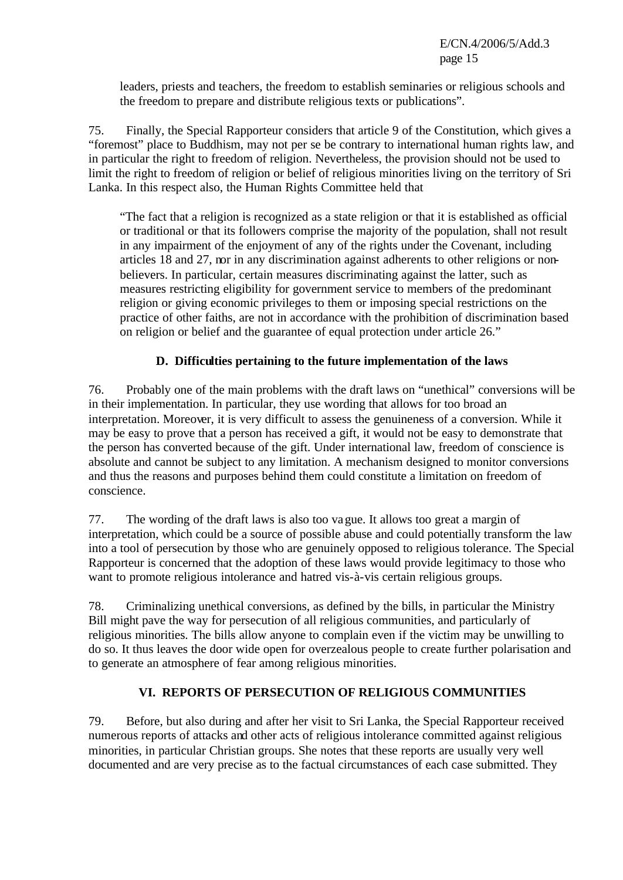leaders, priests and teachers, the freedom to establish seminaries or religious schools and the freedom to prepare and distribute religious texts or publications".

75. Finally, the Special Rapporteur considers that article 9 of the Constitution, which gives a "foremost" place to Buddhism, may not per se be contrary to international human rights law, and in particular the right to freedom of religion. Nevertheless, the provision should not be used to limit the right to freedom of religion or belief of religious minorities living on the territory of Sri Lanka. In this respect also, the Human Rights Committee held that

> "The fact that a religion is recognized as a state religion or that it is established as official or traditional or that its followers comprise the majority of the population, shall not result in any impairment of the enjoyment of any of the rights under the Covenant, including articles 18 and 27, nor in any discrimination against adherents to other religions or non-believers. In particular, certain measures discriminating against the latter, such as measures restricting eligibility for government service to members of the predominant religion or giving economic privileges to them or imposing special restrictions on the practice of other faiths, are not in accordance with the prohibition of discrimination based on religion or belief and the guarantee of equal protection under article 26."

### D. Difficulties pertaining to the future implementation of the laws

76. Probably one of the main problems with the draft laws on "unethical" conversions will be in their implementation. In particular, they use wording that allows for too broad an interpretation. Moreover, it is very difficult to assess the genuineness of a conversion. While it may be easy to prove that a person has received a gift, it would not be easy to demonstrate that the person has converted because of the gift. Under international law, freedom of conscience is absolute and cannot be subject to any limitation. A mechanism designed to monitor conversions and thus the reasons and purposes behind them could constitute a limitation on freedom of conscience.

77. The wording of the draft laws is also too vague. It allows too great a margin of interpretation, which could be a source of possible abuse and could potentially transform the law into a tool of persecution by those who are genuinely opposed to religious tolerance. The Special Rapporteur is concerned that the adoption of these laws would provide legitimacy to those who want to promote religious intolerance and hatred vis-à-vis certain religious groups.

78. Criminalizing unethical conversions, as defined by the bills, in particular the Ministry Bill might pave the way for persecution of all religious communities, and particularly of religious minorities. The bills allow anyone to complain even if the victim may be unwilling to do so. It thus leaves the door wide open for overzealous people to create further polarisation and to generate an atmosphere of fear among religious minorities.

## VI. REPORTS OF PERSECUTION OF RELIGIOUS COMMUNITIES

79. Before, but also during and after her visit to Sri Lanka, the Special Rapporteur received numerous reports of attacks and other acts of religious intolerance committed against religious minorities, in particular Christian groups. She notes that these reports are usually very well documented and are very precise as to the factual circumstances of each case submitted. They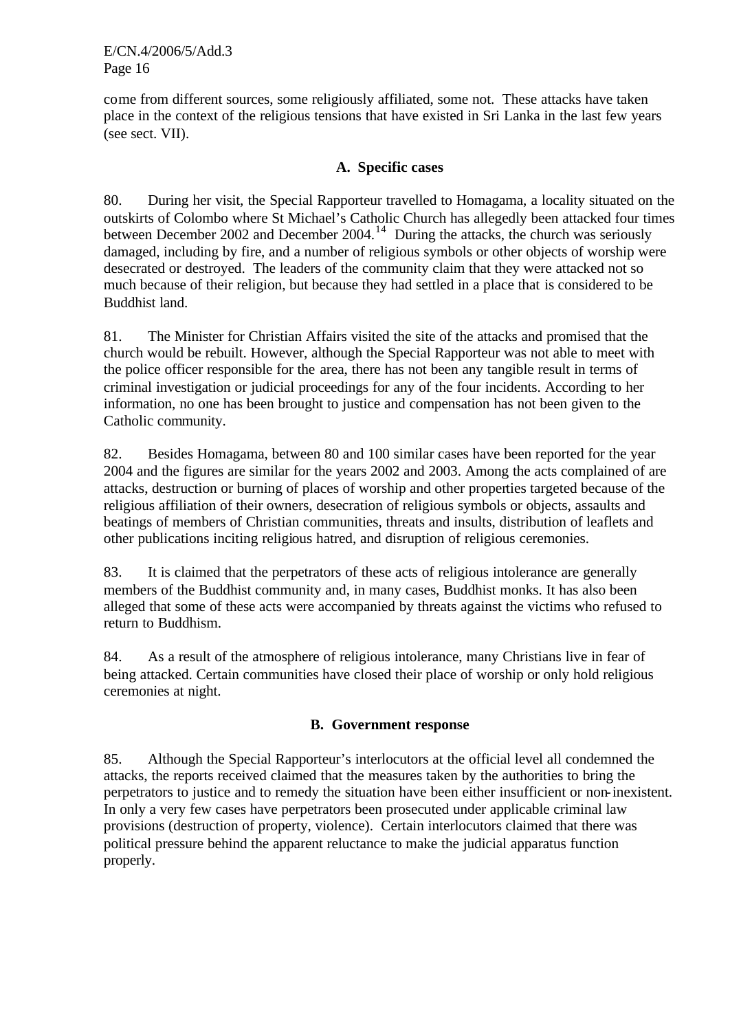come from different sources, some religiously affiliated, some not. These attacks have taken place in the context of the religious tensions that have existed in Sri Lanka in the last few years (see sect. VII).

### A. Specific cases

80. During her visit, the Special Rapporteur travelled to Homagama, a locality situated on the outskirts of Colombo where St Michael's Catholic Church has allegedly been attacked four times between December 2002 and December 2004.[14] During the attacks, the church was seriously damaged, including by fire, and a number of religious symbols or other objects of worship were desecrated or destroyed. The leaders of the community claim that they were attacked not so much because of their religion, but because they had settled in a place that is considered to be Buddhist land.

81. The Minister for Christian Affairs visited the site of the attacks and promised that the church would be rebuilt. However, although the Special Rapporteur was not able to meet with the police officer responsible for the area, there has not been any tangible result in terms of criminal investigation or judicial proceedings for any of the four incidents. According to her information, no one has been brought to justice and compensation has not been given to the Catholic community.

82. Besides Homagama, between 80 and 100 similar cases have been reported for the year 2004 and the figures are similar for the years 2002 and 2003. Among the acts complained of are attacks, destruction or burning of places of worship and other properties targeted because of the religious affiliation of their owners, desecration of religious symbols or objects, assaults and beatings of members of Christian communities, threats and insults, distribution of leaflets and other publications inciting religious hatred, and disruption of religious ceremonies.

83. It is claimed that the perpetrators of these acts of religious intolerance are generally members of the Buddhist community and, in many cases, Buddhist monks. It has also been alleged that some of these acts were accompanied by threats against the victims who refused to return to Buddhism.

84. As a result of the atmosphere of religious intolerance, many Christians live in fear of being attacked. Certain communities have closed their place of worship or only hold religious ceremonies at night.

### B. Government response

85. Although the Special Rapporteur's interlocutors at the official level all condemned the attacks, the reports received claimed that the measures taken by the authorities to bring the perpetrators to justice and to remedy the situation have been either insufficient or non-inexistent. In only a very few cases have perpetrators been prosecuted under applicable criminal law provisions (destruction of property, violence). Certain interlocutors claimed that there was political pressure behind the apparent reluctance to make the judicial apparatus function properly.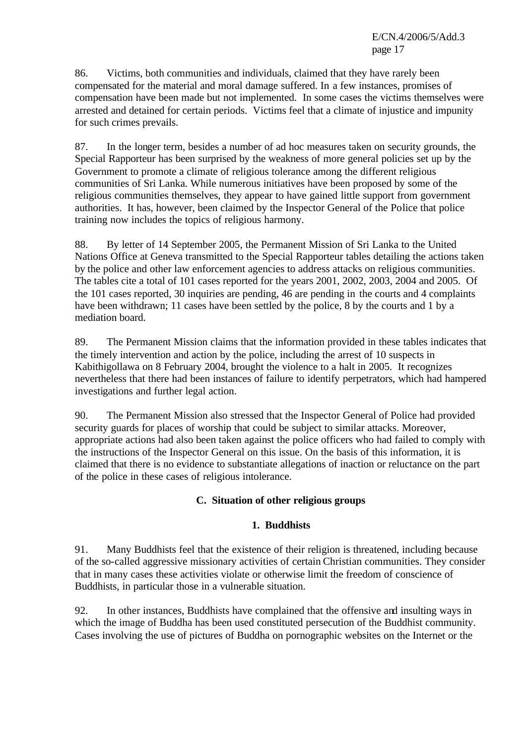86. Victims, both communities and individuals, claimed that they have rarely been compensated for the material and moral damage suffered. In a few instances, promises of compensation have been made but not implemented. In some cases the victims themselves were arrested and detained for certain periods. Victims feel that a climate of injustice and impunity for such crimes prevails.

87. In the longer term, besides a number of ad hoc measures taken on security grounds, the Special Rapporteur has been surprised by the weakness of more general policies set up by the Government to promote a climate of religious tolerance among the different religious communities of Sri Lanka. While numerous initiatives have been proposed by some of the religious communities themselves, they appear to have gained little support from government authorities. It has, however, been claimed by the Inspector General of the Police that police training now includes the topics of religious harmony.

88. By letter of 14 September 2005, the Permanent Mission of Sri Lanka to the United Nations Office at Geneva transmitted to the Special Rapporteur tables detailing the actions taken by the police and other law enforcement agencies to address attacks on religious communities. The tables cite a total of 101 cases reported for the years 2001, 2002, 2003, 2004 and 2005. Of the 101 cases reported, 30 inquiries are pending, 46 are pending in the courts and 4 complaints have been withdrawn; 11 cases have been settled by the police, 8 by the courts and 1 by a mediation board.

89. The Permanent Mission claims that the information provided in these tables indicates that the timely intervention and action by the police, including the arrest of 10 suspects in Kabithigollawa on 8 February 2004, brought the violence to a halt in 2005. It recognizes nevertheless that there had been instances of failure to identify perpetrators, which had hampered investigations and further legal action.

90. The Permanent Mission also stressed that the Inspector General of Police had provided security guards for places of worship that could be subject to similar attacks. Moreover, appropriate actions had also been taken against the police officers who had failed to comply with the instructions of the Inspector General on this issue. On the basis of this information, it is claimed that there is no evidence to substantiate allegations of inaction or reluctance on the part of the police in these cases of religious intolerance.

## C. Situation of other religious groups

### 1. Buddhists

91. Many Buddhists feel that the existence of their religion is threatened, including because of the so-called aggressive missionary activities of certain Christian communities. They consider that in many cases these activities violate or otherwise limit the freedom of conscience of Buddhists, in particular those in a vulnerable situation.

92. In other instances, Buddhists have complained that the offensive and insulting ways in which the image of Buddha has been used constituted persecution of the Buddhist community. Cases involving the use of pictures of Buddha on pornographic websites on the Internet or the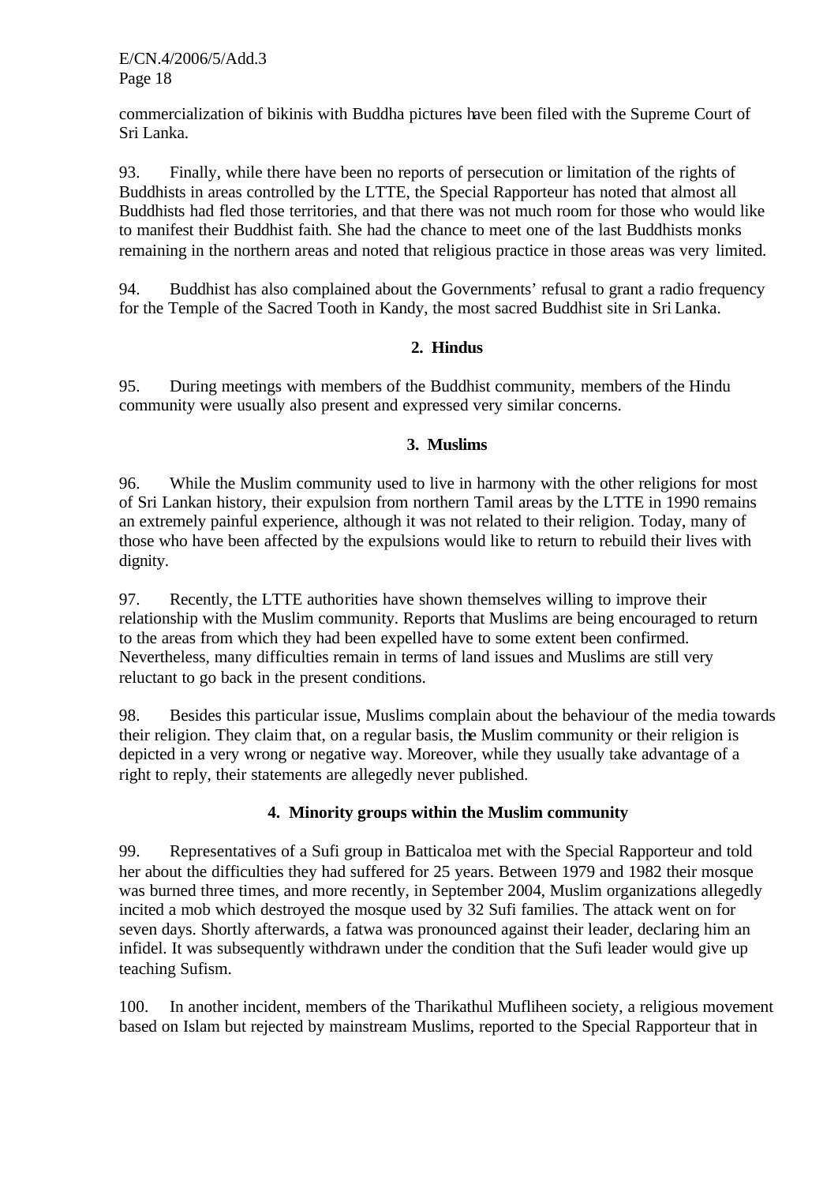commercialization of bikinis with Buddha pictures have been filed with the Supreme Court of Sri Lanka.

93. Finally, while there have been no reports of persecution or limitation of the rights of Buddhists in areas controlled by the LTTE, the Special Rapporteur has noted that almost all Buddhists had fled those territories, and that there was not much room for those who would like to manifest their Buddhist faith. She had the chance to meet one of the last Buddhists monks remaining in the northern areas and noted that religious practice in those areas was very limited.

94. Buddhist has also complained about the Governments' refusal to grant a radio frequency for the Temple of the Sacred Tooth in Kandy, the most sacred Buddhist site in Sri Lanka.

### 2. Hindus

95. During meetings with members of the Buddhist community, members of the Hindu community were usually also present and expressed very similar concerns.

### 3. Muslims

96. While the Muslim community used to live in harmony with the other religions for most of Sri Lankan history, their expulsion from northern Tamil areas by the LTTE in 1990 remains an extremely painful experience, although it was not related to their religion. Today, many of those who have been affected by the expulsions would like to return to rebuild their lives with dignity.

97. Recently, the LTTE authorities have shown themselves willing to improve their relationship with the Muslim community. Reports that Muslims are being encouraged to return to the areas from which they had been expelled have to some extent been confirmed. Nevertheless, many difficulties remain in terms of land issues and Muslims are still very reluctant to go back in the present conditions.

98. Besides this particular issue, Muslims complain about the behaviour of the media towards their religion. They claim that, on a regular basis, the Muslim community or their religion is depicted in a very wrong or negative way. Moreover, while they usually take advantage of a right to reply, their statements are allegedly never published.

### 4. Minority groups within the Muslim community

99. Representatives of a Sufi group in Batticaloa met with the Special Rapporteur and told her about the difficulties they had suffered for 25 years. Between 1979 and 1982 their mosque was burned three times, and more recently, in September 2004, Muslim organizations allegedly incited a mob which destroyed the mosque used by 32 Sufi families. The attack went on for seven days. Shortly afterwards, a fatwa was pronounced against their leader, declaring him an infidel. It was subsequently withdrawn under the condition that the Sufi leader would give up teaching Sufism.

100. In another incident, members of the Tharikathul Mufliheen society, a religious movement based on Islam but rejected by mainstream Muslims, reported to the Special Rapporteur that in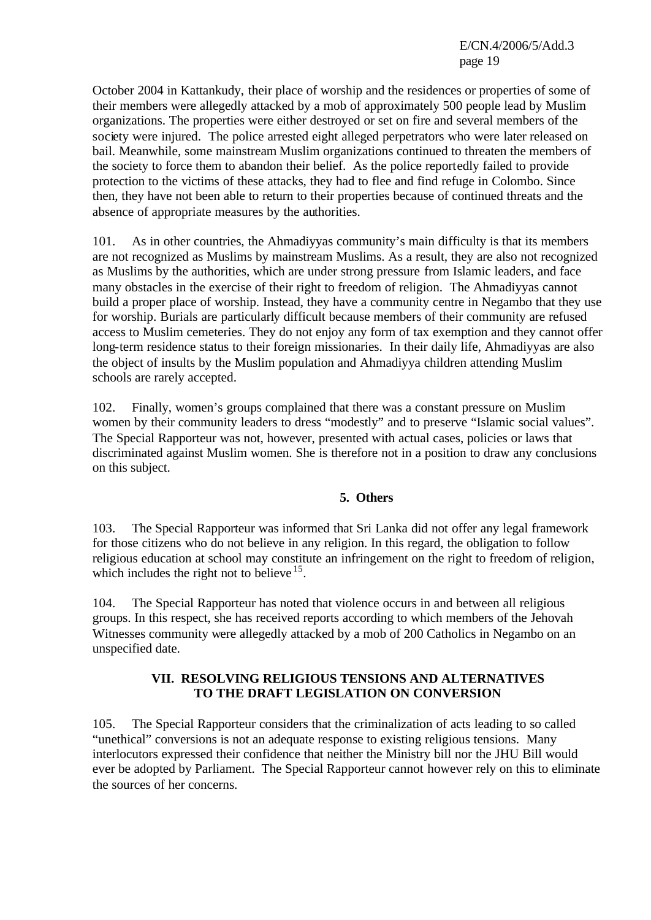October 2004 in Kattankudy, their place of worship and the residences or properties of some of their members were allegedly attacked by a mob of approximately 500 people lead by Muslim organizations. The properties were either destroyed or set on fire and several members of the society were injured. The police arrested eight alleged perpetrators who were later released on bail. Meanwhile, some mainstream Muslim organizations continued to threaten the members of the society to force them to abandon their belief. As the police reportedly failed to provide protection to the victims of these attacks, they had to flee and find refuge in Colombo. Since then, they have not been able to return to their properties because of continued threats and the absence of appropriate measures by the authorities.

101. As in other countries, the Ahmadiyyas community's main difficulty is that its members are not recognized as Muslims by mainstream Muslims. As a result, they are also not recognized as Muslims by the authorities, which are under strong pressure from Islamic leaders, and face many obstacles in the exercise of their right to freedom of religion. The Ahmadiyyas cannot build a proper place of worship. Instead, they have a community centre in Negambo that they use for worship. Burials are particularly difficult because members of their community are refused access to Muslim cemeteries. They do not enjoy any form of tax exemption and they cannot offer long-term residence status to their foreign missionaries. In their daily life, Ahmadiyyas are also the object of insults by the Muslim population and Ahmadiyya children attending Muslim schools are rarely accepted.

102. Finally, women's groups complained that there was a constant pressure on Muslim women by their community leaders to dress "modestly" and to preserve "Islamic social values". The Special Rapporteur was not, however, presented with actual cases, policies or laws that discriminated against Muslim women. She is therefore not in a position to draw any conclusions on this subject.

### 5. Others

103. The Special Rapporteur was informed that Sri Lanka did not offer any legal framework for those citizens who do not believe in any religion. In this regard, the obligation to follow religious education at school may constitute an infringement on the right to freedom of religion, which includes the right not to believe [15].

104. The Special Rapporteur has noted that violence occurs in and between all religious groups. In this respect, she has received reports according to which members of the Jehovah Witnesses community were allegedly attacked by a mob of 200 Catholics in Negambo on an unspecified date.

## VII. RESOLVING RELIGIOUS TENSIONS AND ALTERNATIVES TO THE DRAFT LEGISLATION ON CONVERSION

105. The Special Rapporteur considers that the criminalization of acts leading to so called "unethical" conversions is not an adequate response to existing religious tensions. Many interlocutors expressed their confidence that neither the Ministry bill nor the JHU Bill would ever be adopted by Parliament. The Special Rapporteur cannot however rely on this to eliminate the sources of her concerns.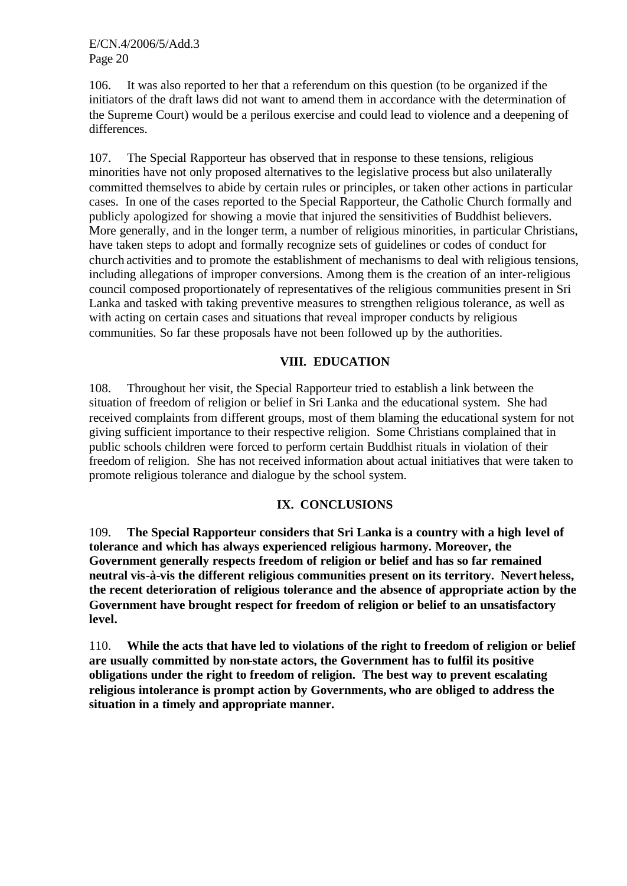106. It was also reported to her that a referendum on this question (to be organized if the initiators of the draft laws did not want to amend them in accordance with the determination of the Supreme Court) would be a perilous exercise and could lead to violence and a deepening of differences.

107. The Special Rapporteur has observed that in response to these tensions, religious minorities have not only proposed alternatives to the legislative process but also unilaterally committed themselves to abide by certain rules or principles, or taken other actions in particular cases. In one of the cases reported to the Special Rapporteur, the Catholic Church formally and publicly apologized for showing a movie that injured the sensitivities of Buddhist believers. More generally, and in the longer term, a number of religious minorities, in particular Christians, have taken steps to adopt and formally recognize sets of guidelines or codes of conduct for church activities and to promote the establishment of mechanisms to deal with religious tensions, including allegations of improper conversions. Among them is the creation of an inter-religious council composed proportionately of representatives of the religious communities present in Sri Lanka and tasked with taking preventive measures to strengthen religious tolerance, as well as with acting on certain cases and situations that reveal improper conducts by religious communities. So far these proposals have not been followed up by the authorities.

## VIII. EDUCATION

108. Throughout her visit, the Special Rapporteur tried to establish a link between the situation of freedom of religion or belief in Sri Lanka and the educational system. She had received complaints from different groups, most of them blaming the educational system for not giving sufficient importance to their respective religion. Some Christians complained that in public schools children were forced to perform certain Buddhist rituals in violation of their freedom of religion. She has not received information about actual initiatives that were taken to promote religious tolerance and dialogue by the school system.

## IX. CONCLUSIONS

109. **The Special Rapporteur considers that Sri Lanka is a country with a high level of tolerance and which has always experienced religious harmony. Moreover, the Government generally respects freedom of religion or belief and has so far remained neutral vis-à-vis the different religious communities present on its territory. Nevertheless, the recent deterioration of religious tolerance and the absence of appropriate action by the Government have brought respect for freedom of religion or belief to an unsatisfactory level.**

110. **While the acts that have led to violations of the right to freedom of religion or belief are usually committed by non-state actors, the Government has to fulfil its positive obligations under the right to freedom of religion. The best way to prevent escalating religious intolerance is prompt action by Governments, who are obliged to address the situation in a timely and appropriate manner.**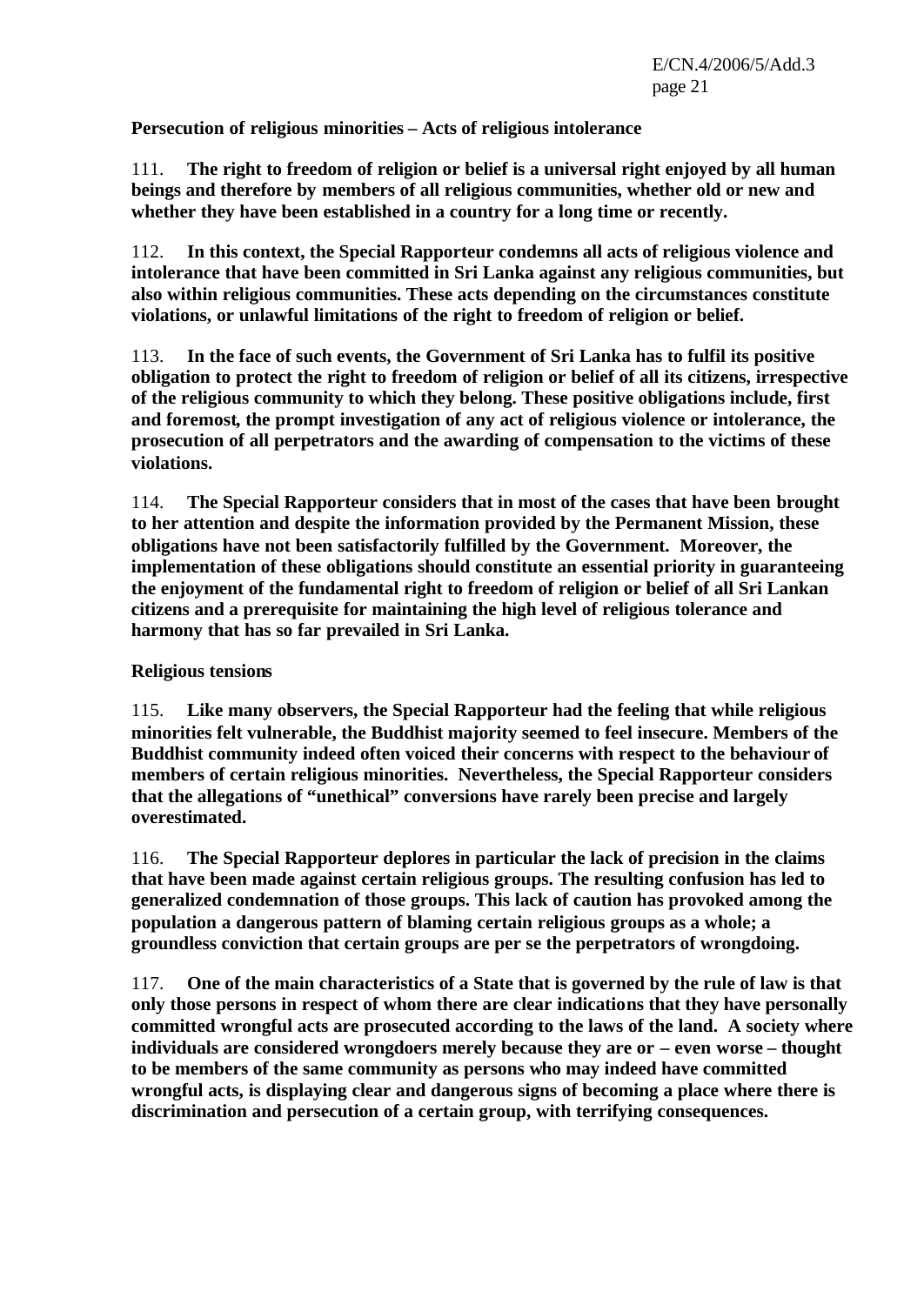**Persecution of religious minorities – Acts of religious intolerance**

111. **The right to freedom of religion or belief is a universal right enjoyed by all human beings and therefore by members of all religious communities, whether old or new and whether they have been established in a country for a long time or recently.**

112. **In this context, the Special Rapporteur condemns all acts of religious violence and intolerance that have been committed in Sri Lanka against any religious communities, but also within religious communities. These acts depending on the circumstances constitute violations, or unlawful limitations of the right to freedom of religion or belief.**

113. **In the face of such events, the Government of Sri Lanka has to fulfil its positive obligation to protect the right to freedom of religion or belief of all its citizens, irrespective of the religious community to which they belong. These positive obligations include, first and foremost, the prompt investigation of any act of religious violence or intolerance, the prosecution of all perpetrators and the awarding of compensation to the victims of these violations.**

114. **The Special Rapporteur considers that in most of the cases that have been brought to her attention and despite the information provided by the Permanent Mission, these obligations have not been satisfactorily fulfilled by the Government. Moreover, the implementation of these obligations should constitute an essential priority in guaranteeing the enjoyment of the fundamental right to freedom of religion or belief of all Sri Lankan citizens and a prerequisite for maintaining the high level of religious tolerance and harmony that has so far prevailed in Sri Lanka.**

**Religious tensions**

115. **Like many observers, the Special Rapporteur had the feeling that while religious minorities felt vulnerable, the Buddhist majority seemed to feel insecure. Members of the Buddhist community indeed often voiced their concerns with respect to the behaviour of members of certain religious minorities. Nevertheless, the Special Rapporteur considers that the allegations of "unethical" conversions have rarely been precise and largely overestimated.**

116. **The Special Rapporteur deplores in particular the lack of precision in the claims that have been made against certain religious groups. The resulting confusion has led to generalized condemnation of those groups. This lack of caution has provoked among the population a dangerous pattern of blaming certain religious groups as a whole; a groundless conviction that certain groups are per se the perpetrators of wrongdoing.**

117. **One of the main characteristics of a State that is governed by the rule of law is that only those persons in respect of whom there are clear indications that they have personally committed wrongful acts are prosecuted according to the laws of the land. A society where individuals are considered wrongdoers merely because they are or – even worse – thought to be members of the same community as persons who may indeed have committed wrongful acts, is displaying clear and dangerous signs of becoming a place where there is discrimination and persecution of a certain group, with terrifying consequences.**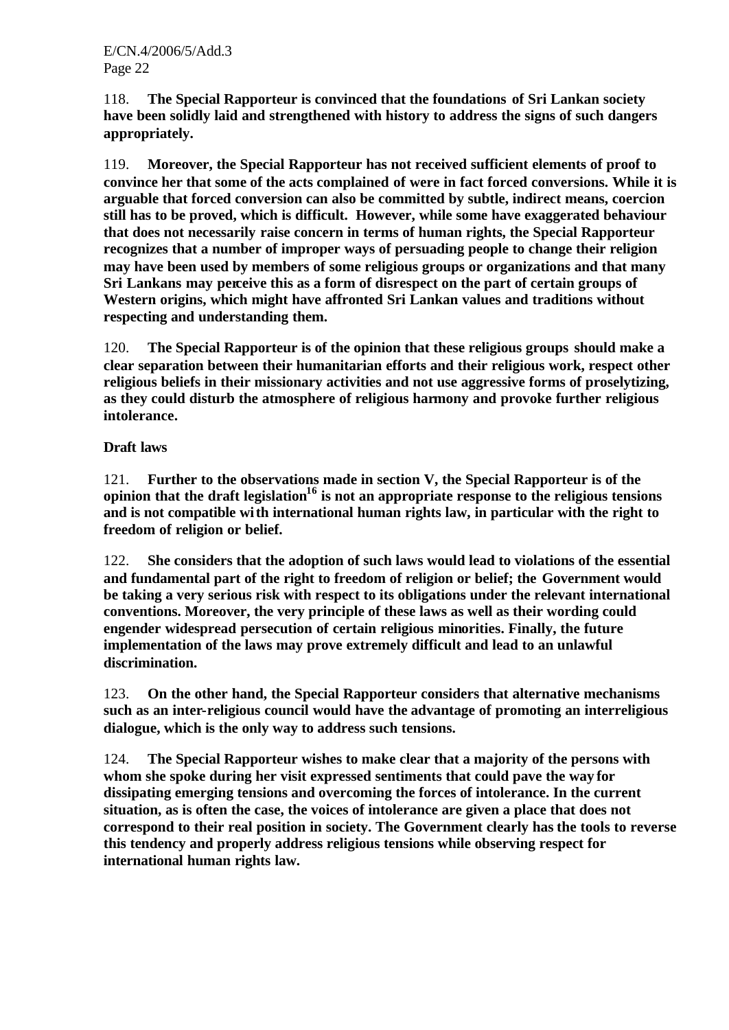118. **The Special Rapporteur is convinced that the foundations of Sri Lankan society have been solidly laid and strengthened with history to address the signs of such dangers appropriately.**

119. **Moreover, the Special Rapporteur has not received sufficient elements of proof to convince her that some of the acts complained of were in fact forced conversions. While it is arguable that forced conversion can also be committed by subtle, indirect means, coercion still has to be proved, which is difficult. However, while some have exaggerated behaviour that does not necessarily raise concern in terms of human rights, the Special Rapporteur recognizes that a number of improper ways of persuading people to change their religion may have been used by members of some religious groups or organizations and that many Sri Lankans may perceive this as a form of disrespect on the part of certain groups of Western origins, which might have affronted Sri Lankan values and traditions without respecting and understanding them.**

120. **The Special Rapporteur is of the opinion that these religious groups should make a clear separation between their humanitarian efforts and their religious work, respect other religious beliefs in their missionary activities and not use aggressive forms of proselytizing, as they could disturb the atmosphere of religious harmony and provoke further religious intolerance.**

**Draft laws**

121. **Further to the observations made in section V, the Special Rapporteur is of the opinion that the draft legislation[16] is not an appropriate response to the religious tensions and is not compatible with international human rights law, in particular with the right to freedom of religion or belief.**

122. **She considers that the adoption of such laws would lead to violations of the essential and fundamental part of the right to freedom of religion or belief; the Government would be taking a very serious risk with respect to its obligations under the relevant international conventions. Moreover, the very principle of these laws as well as their wording could engender widespread persecution of certain religious minorities. Finally, the future implementation of the laws may prove extremely difficult and lead to an unlawful discrimination.**

123. **On the other hand, the Special Rapporteur considers that alternative mechanisms such as an inter-religious council would have the advantage of promoting an interreligious dialogue, which is the only way to address such tensions.**

124. **The Special Rapporteur wishes to make clear that a majority of the persons with whom she spoke during her visit expressed sentiments that could pave the way for dissipating emerging tensions and overcoming the forces of intolerance. In the current situation, as is often the case, the voices of intolerance are given a place that does not correspond to their real position in society. The Government clearly has the tools to reverse this tendency and properly address religious tensions while observing respect for international human rights law.**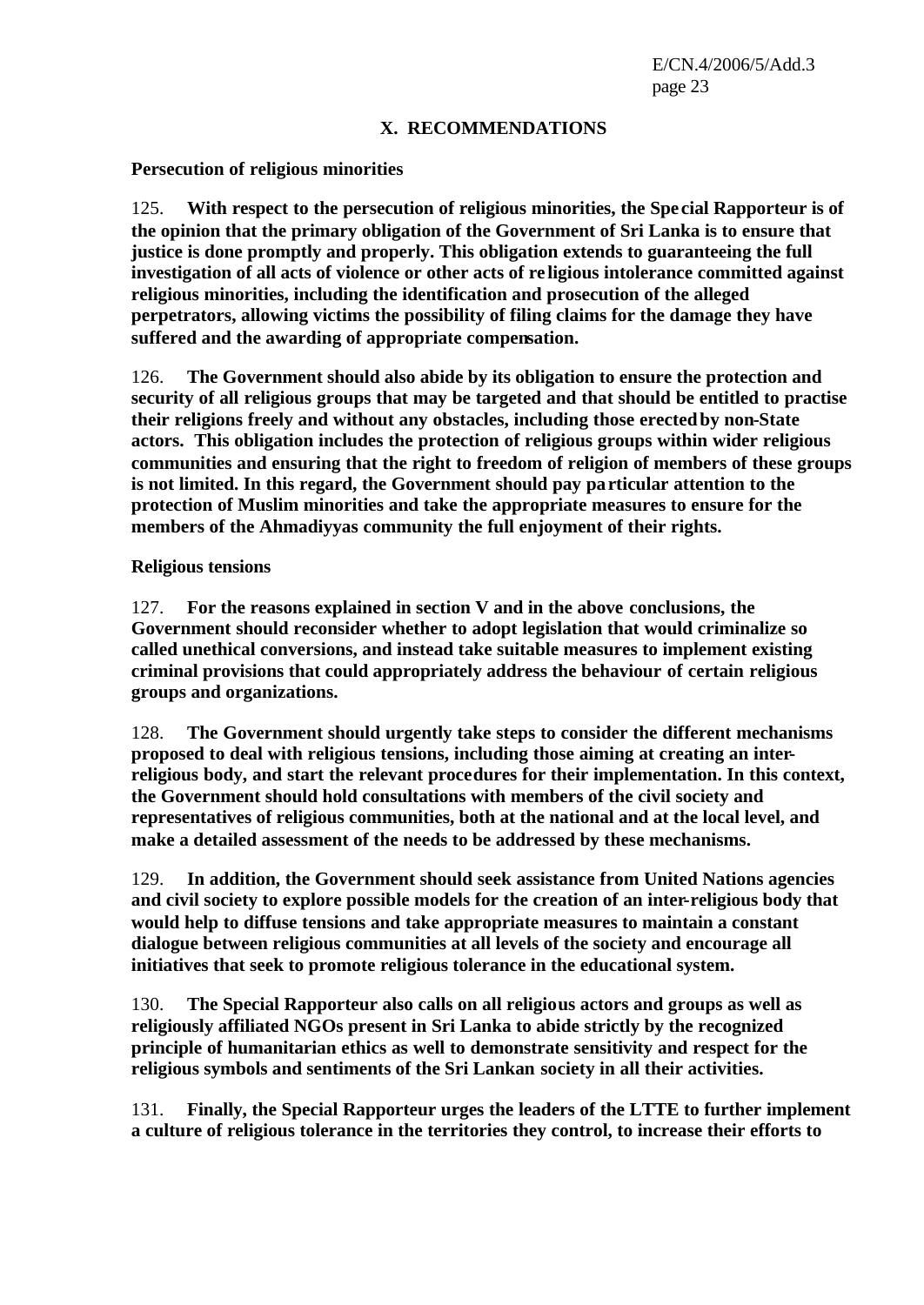## X. RECOMMENDATIONS

**Persecution of religious minorities**

125. **With respect to the persecution of religious minorities, the Special Rapporteur is of the opinion that the primary obligation of the Government of Sri Lanka is to ensure that justice is done promptly and properly. This obligation extends to guaranteeing the full investigation of all acts of violence or other acts of religious intolerance committed against religious minorities, including the identification and prosecution of the alleged perpetrators, allowing victims the possibility of filing claims for the damage they have suffered and the awarding of appropriate compensation.**

126. **The Government should also abide by its obligation to ensure the protection and security of all religious groups that may be targeted and that should be entitled to practise their religions freely and without any obstacles, including those erected by non-State actors. This obligation includes the protection of religious groups within wider religious communities and ensuring that the right to freedom of religion of members of these groups is not limited. In this regard, the Government should pay particular attention to the protection of Muslim minorities and take the appropriate measures to ensure for the members of the Ahmadiyyas community the full enjoyment of their rights.**

**Religious tensions**

127. **For the reasons explained in section V and in the above conclusions, the Government should reconsider whether to adopt legislation that would criminalize so called unethical conversions, and instead take suitable measures to implement existing criminal provisions that could appropriately address the behaviour of certain religious groups and organizations.**

128. **The Government should urgently take steps to consider the different mechanisms proposed to deal with religious tensions, including those aiming at creating an inter-religious body, and start the relevant procedures for their implementation. In this context, the Government should hold consultations with members of the civil society and representatives of religious communities, both at the national and at the local level, and make a detailed assessment of the needs to be addressed by these mechanisms.**

129. **In addition, the Government should seek assistance from United Nations agencies and civil society to explore possible models for the creation of an inter-religious body that would help to diffuse tensions and take appropriate measures to maintain a constant dialogue between religious communities at all levels of the society and encourage all initiatives that seek to promote religious tolerance in the educational system.**

130. **The Special Rapporteur also calls on all religious actors and groups as well as religiously affiliated NGOs present in Sri Lanka to abide strictly by the recognized principle of humanitarian ethics as well to demonstrate sensitivity and respect for the religious symbols and sentiments of the Sri Lankan society in all their activities.**

131. **Finally, the Special Rapporteur urges the leaders of the LTTE to further implement a culture of religious tolerance in the territories they control, to increase their efforts to**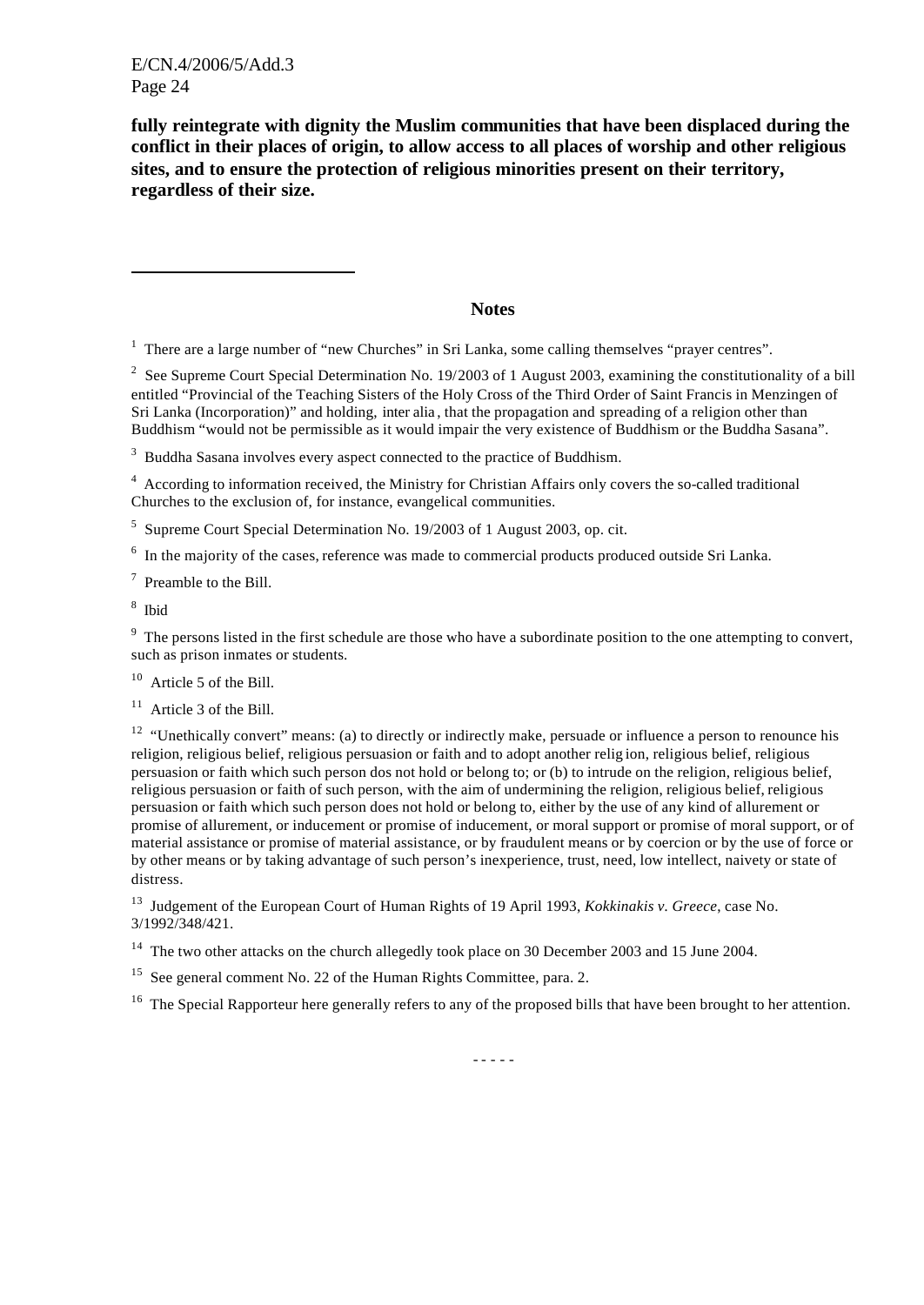**fully reintegrate with dignity the Muslim communities that have been displaced during the conflict in their places of origin, to allow access to all places of worship and other religious sites, and to ensure the protection of religious minorities present on their territory, regardless of their size.**

---

## Notes

[1] There are a large number of “new Churches” in Sri Lanka, some calling themselves “prayer centres”.

[2] See Supreme Court Special Determination No. 19/2003 of 1 August 2003, examining the constitutionality of a bill entitled “Provincial of the Teaching Sisters of the Holy Cross of the Third Order of Saint Francis in Menzingen of Sri Lanka (Incorporation)” and holding, inter alia, that the propagation and spreading of a religion other than Buddhism “would not be permissible as it would impair the very existence of Buddhism or the Buddha Sasana”.

[3] Buddha Sasana involves every aspect connected to the practice of Buddhism.

[4] According to information received, the Ministry for Christian Affairs only covers the so-called traditional Churches to the exclusion of, for instance, evangelical communities.

[5] Supreme Court Special Determination No. 19/2003 of 1 August 2003, op. cit.

[6] In the majority of the cases, reference was made to commercial products produced outside Sri Lanka.

[7] Preamble to the Bill.

[8] Ibid

[9] The persons listed in the first schedule are those who have a subordinate position to the one attempting to convert, such as prison inmates or students.

[10] Article 5 of the Bill.

[11] Article 3 of the Bill.

[12] “Unethically convert” means: (a) to directly or indirectly make, persuade or influence a person to renounce his religion, religious belief, religious persuasion or faith and to adopt another religion, religious belief, religious persuasion or faith which such person dos not hold or belong to; or (b) to intrude on the religion, religious belief, religious persuasion or faith of such person, with the aim of undermining the religion, religious belief, religious persuasion or faith which such person does not hold or belong to, either by the use of any kind of allurement or promise of allurement, or inducement or promise of inducement, or moral support or promise of moral support, or of material assistance or promise of material assistance, or by fraudulent means or by coercion or by the use of force or by other means or by taking advantage of such person’s inexperience, trust, need, low intellect, naivety or state of distress.

[13] Judgement of the European Court of Human Rights of 19 April 1993, *Kokkinakis v. Greece*, case No. 3/1992/348/421.

[14] The two other attacks on the church allegedly took place on 30 December 2003 and 15 June 2004.

[15] See general comment No. 22 of the Human Rights Committee, para. 2.

[16] The Special Rapporteur here generally refers to any of the proposed bills that have been brought to her attention.

- - - - -